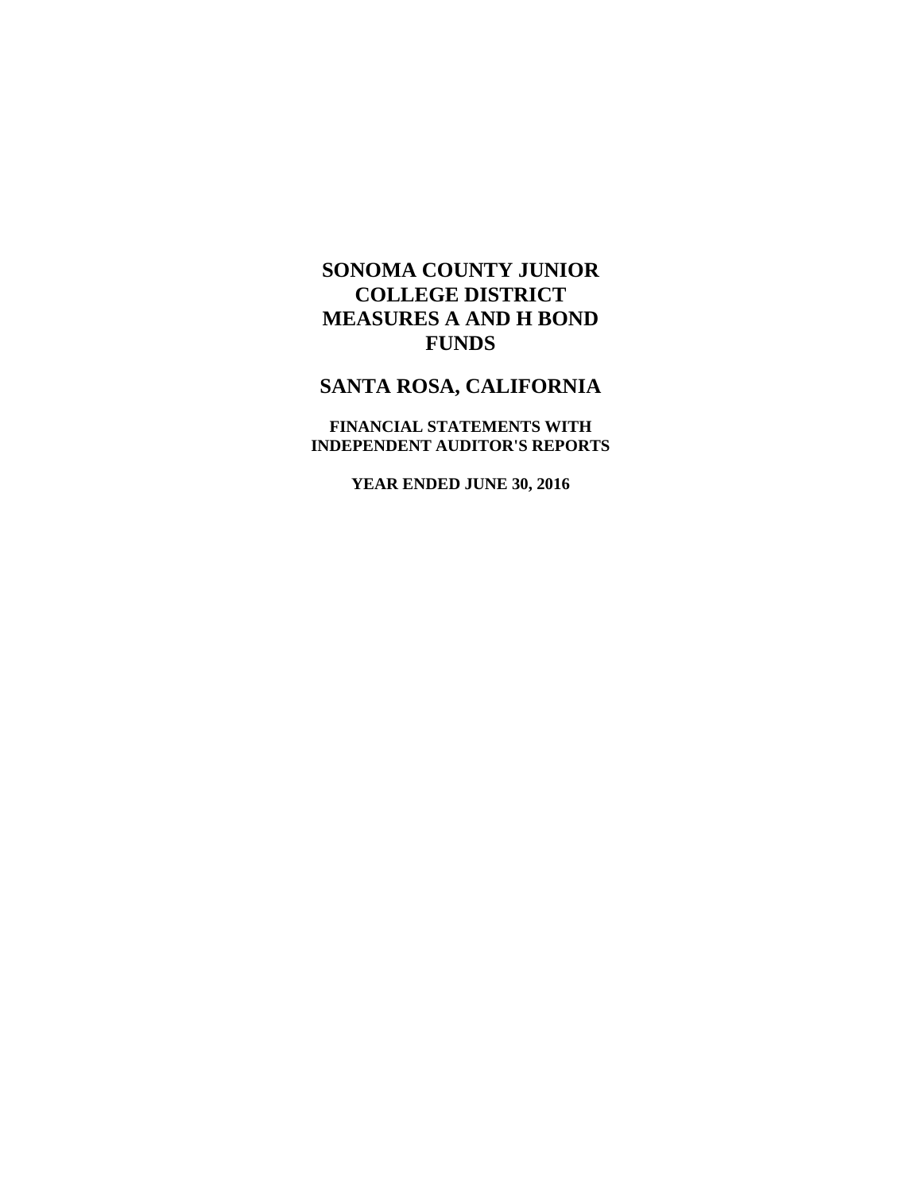# SONOMA COUNTY JUNIOR COLLEGE DISTRICT MEASURES A AND H BOND FUNDS

## SANTA ROSA, CALIFORNIA

### FINANCIAL STATEMENTS WITH INDEPENDENT AUDITOR'S REPORTS

**YEAR ENDED JUNE 30, 2016**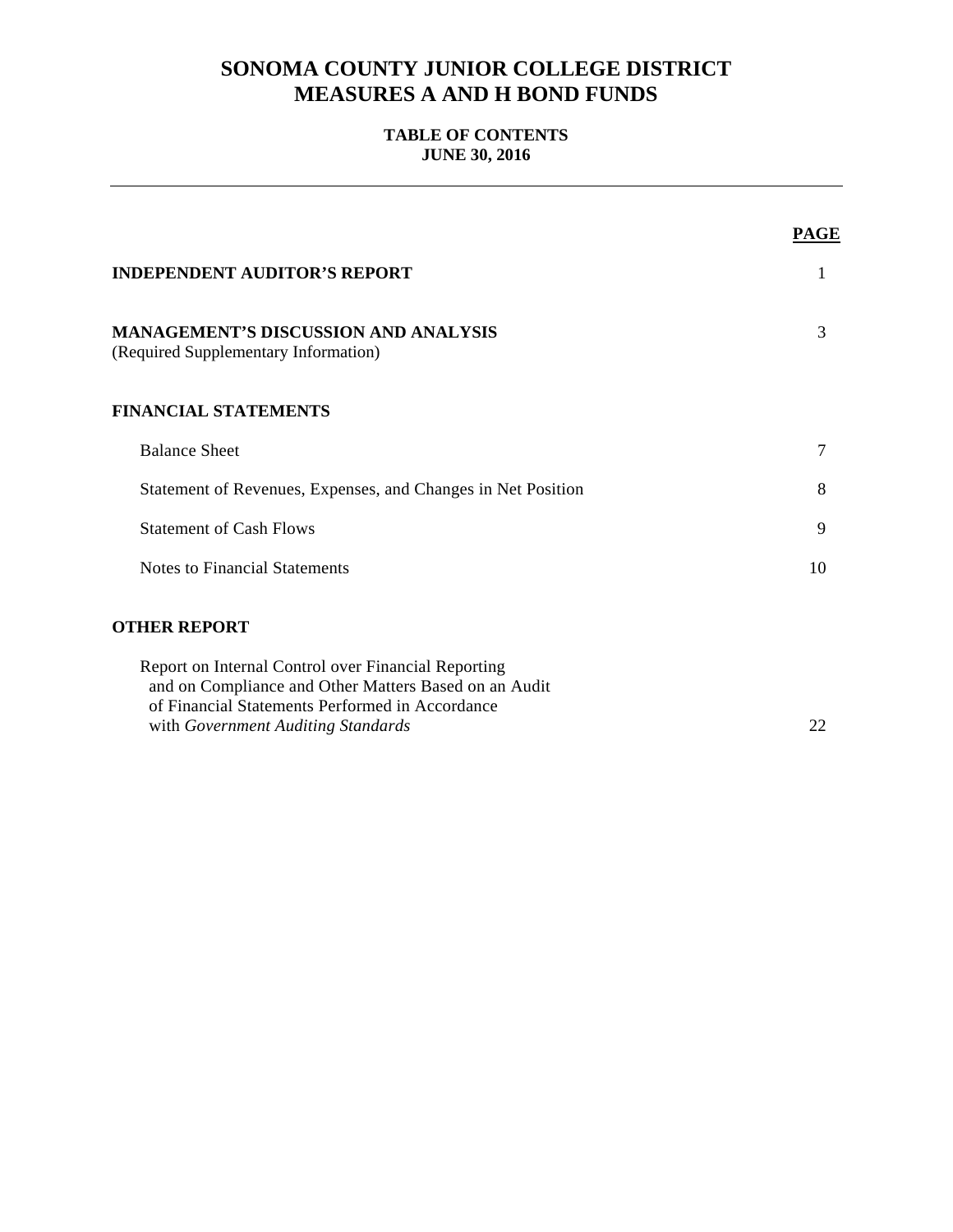# SONOMA COUNTY JUNIOR COLLEGE DISTRICT
# MEASURES A AND H BOND FUNDS

## TABLE OF CONTENTS
## JUNE 30, 2016

| | PAGE |
|---|---|
| **INDEPENDENT AUDITOR'S REPORT** | 1 |
| **MANAGEMENT'S DISCUSSION AND ANALYSIS** (Required Supplementary Information) | 3 |
| **FINANCIAL STATEMENTS** | |
| Balance Sheet | 7 |
| Statement of Revenues, Expenses, and Changes in Net Position | 8 |
| Statement of Cash Flows | 9 |
| Notes to Financial Statements | 10 |
| **OTHER REPORT** | |
| Report on Internal Control over Financial Reporting and on Compliance and Other Matters Based on an Audit of Financial Statements Performed in Accordance with *Government Auditing Standards* | 22 |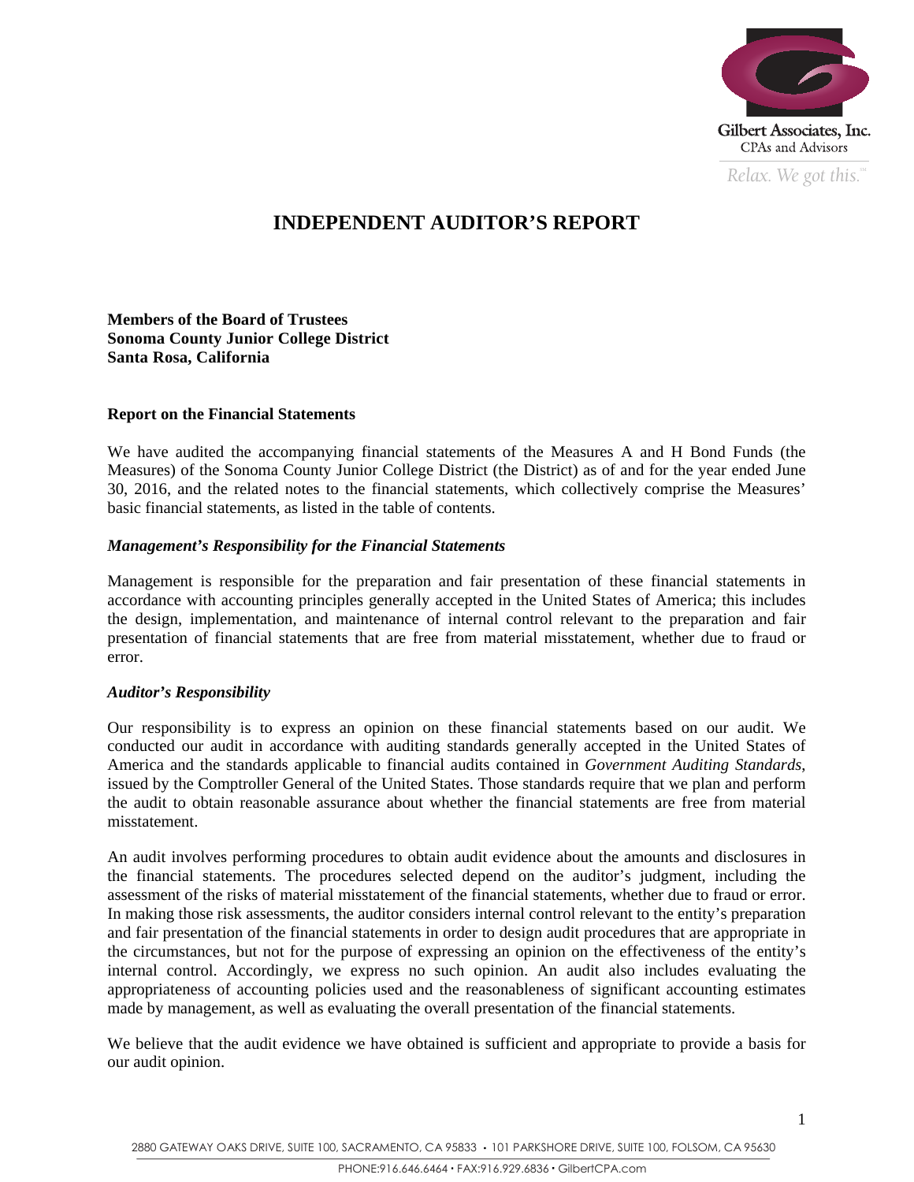Gilbert Associates, Inc.
CPAs and Advisors

*Relax. We got this.*℠

# INDEPENDENT AUDITOR'S REPORT

**Members of the Board of Trustees**
**Sonoma County Junior College District**
**Santa Rosa, California**

### Report on the Financial Statements

We have audited the accompanying financial statements of the Measures A and H Bond Funds (the Measures) of the Sonoma County Junior College District (the District) as of and for the year ended June 30, 2016, and the related notes to the financial statements, which collectively comprise the Measures' basic financial statements, as listed in the table of contents.

#### *Management's Responsibility for the Financial Statements*

Management is responsible for the preparation and fair presentation of these financial statements in accordance with accounting principles generally accepted in the United States of America; this includes the design, implementation, and maintenance of internal control relevant to the preparation and fair presentation of financial statements that are free from material misstatement, whether due to fraud or error.

#### *Auditor's Responsibility*

Our responsibility is to express an opinion on these financial statements based on our audit. We conducted our audit in accordance with auditing standards generally accepted in the United States of America and the standards applicable to financial audits contained in *Government Auditing Standards*, issued by the Comptroller General of the United States. Those standards require that we plan and perform the audit to obtain reasonable assurance about whether the financial statements are free from material misstatement.

An audit involves performing procedures to obtain audit evidence about the amounts and disclosures in the financial statements. The procedures selected depend on the auditor's judgment, including the assessment of the risks of material misstatement of the financial statements, whether due to fraud or error. In making those risk assessments, the auditor considers internal control relevant to the entity's preparation and fair presentation of the financial statements in order to design audit procedures that are appropriate in the circumstances, but not for the purpose of expressing an opinion on the effectiveness of the entity's internal control. Accordingly, we express no such opinion. An audit also includes evaluating the appropriateness of accounting policies used and the reasonableness of significant accounting estimates made by management, as well as evaluating the overall presentation of the financial statements.

We believe that the audit evidence we have obtained is sufficient and appropriate to provide a basis for our audit opinion.

2880 GATEWAY OAKS DRIVE, SUITE 100, SACRAMENTO, CA 95833 • 101 PARKSHORE DRIVE, SUITE 100, FOLSOM, CA 95630
PHONE:916.646.6464 • FAX:916.929.6836 • GilbertCPA.com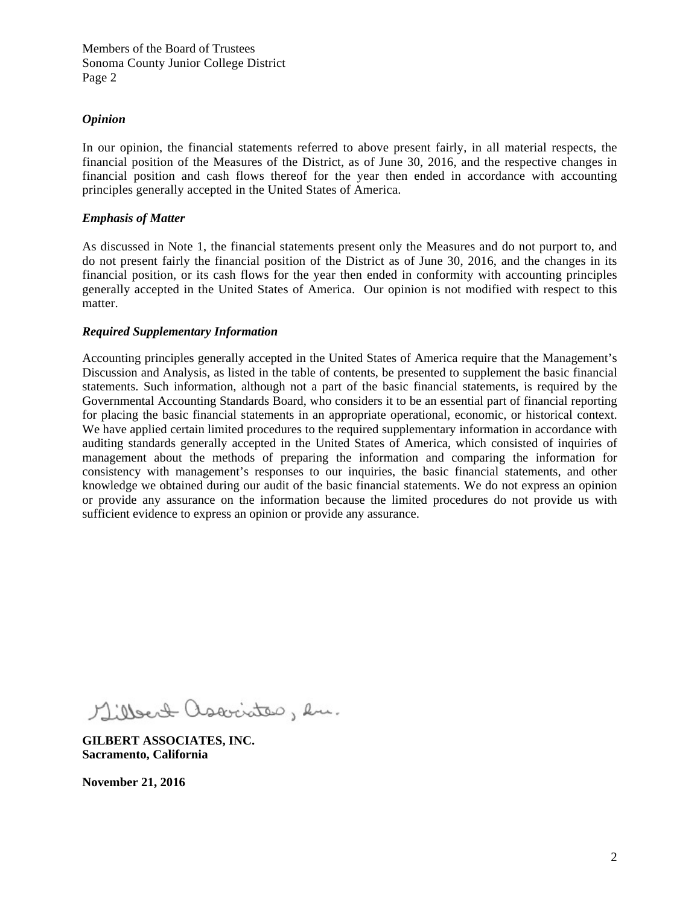Members of the Board of Trustees
Sonoma County Junior College District
Page 2

***Opinion***

In our opinion, the financial statements referred to above present fairly, in all material respects, the financial position of the Measures of the District, as of June 30, 2016, and the respective changes in financial position and cash flows thereof for the year then ended in accordance with accounting principles generally accepted in the United States of America.

***Emphasis of Matter***

As discussed in Note 1, the financial statements present only the Measures and do not purport to, and do not present fairly the financial position of the District as of June 30, 2016, and the changes in its financial position, or its cash flows for the year then ended in conformity with accounting principles generally accepted in the United States of America. Our opinion is not modified with respect to this matter.

***Required Supplementary Information***

Accounting principles generally accepted in the United States of America require that the Management's Discussion and Analysis, as listed in the table of contents, be presented to supplement the basic financial statements. Such information, although not a part of the basic financial statements, is required by the Governmental Accounting Standards Board, who considers it to be an essential part of financial reporting for placing the basic financial statements in an appropriate operational, economic, or historical context. We have applied certain limited procedures to the required supplementary information in accordance with auditing standards generally accepted in the United States of America, which consisted of inquiries of management about the methods of preparing the information and comparing the information for consistency with management's responses to our inquiries, the basic financial statements, and other knowledge we obtained during our audit of the basic financial statements. We do not express an opinion or provide any assurance on the information because the limited procedures do not provide us with sufficient evidence to express an opinion or provide any assurance.

Gilbert Associates, Inc.

**GILBERT ASSOCIATES, INC.**
**Sacramento, California**

**November 21, 2016**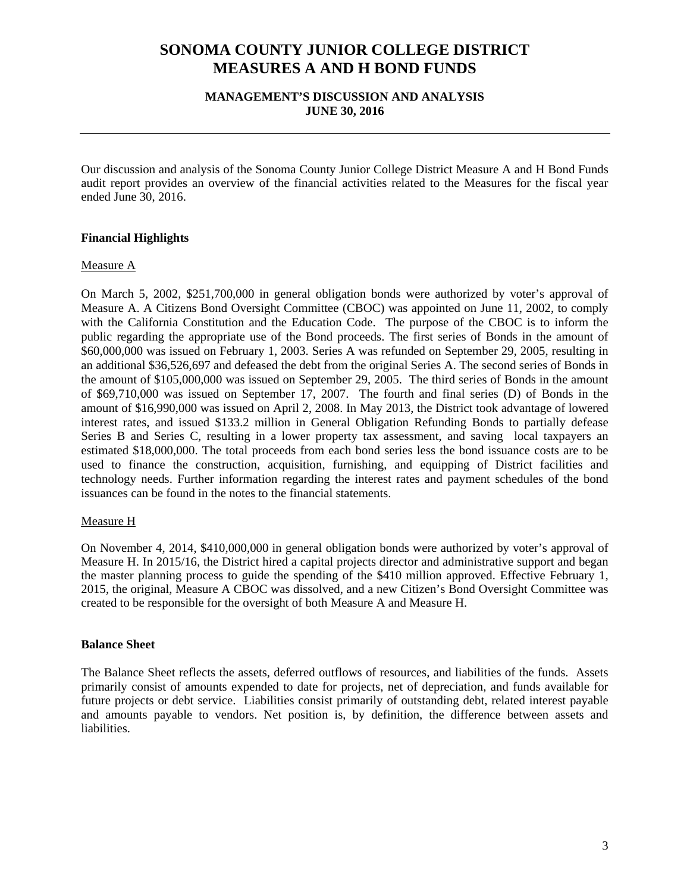# SONOMA COUNTY JUNIOR COLLEGE DISTRICT
# MEASURES A AND H BOND FUNDS

### MANAGEMENT'S DISCUSSION AND ANALYSIS
### JUNE 30, 2016

Our discussion and analysis of the Sonoma County Junior College District Measure A and H Bond Funds audit report provides an overview of the financial activities related to the Measures for the fiscal year ended June 30, 2016.

**Financial Highlights**

Measure A

On March 5, 2002, $251,700,000 in general obligation bonds were authorized by voter's approval of Measure A. A Citizens Bond Oversight Committee (CBOC) was appointed on June 11, 2002, to comply with the California Constitution and the Education Code. The purpose of the CBOC is to inform the public regarding the appropriate use of the Bond proceeds. The first series of Bonds in the amount of $60,000,000 was issued on February 1, 2003. Series A was refunded on September 29, 2005, resulting in an additional $36,526,697 and defeased the debt from the original Series A. The second series of Bonds in the amount of $105,000,000 was issued on September 29, 2005. The third series of Bonds in the amount of $69,710,000 was issued on September 17, 2007. The fourth and final series (D) of Bonds in the amount of $16,990,000 was issued on April 2, 2008. In May 2013, the District took advantage of lowered interest rates, and issued $133.2 million in General Obligation Refunding Bonds to partially defease Series B and Series C, resulting in a lower property tax assessment, and saving local taxpayers an estimated $18,000,000. The total proceeds from each bond series less the bond issuance costs are to be used to finance the construction, acquisition, furnishing, and equipping of District facilities and technology needs. Further information regarding the interest rates and payment schedules of the bond issuances can be found in the notes to the financial statements.

Measure H

On November 4, 2014, $410,000,000 in general obligation bonds were authorized by voter's approval of Measure H. In 2015/16, the District hired a capital projects director and administrative support and began the master planning process to guide the spending of the $410 million approved. Effective February 1, 2015, the original, Measure A CBOC was dissolved, and a new Citizen's Bond Oversight Committee was created to be responsible for the oversight of both Measure A and Measure H.

**Balance Sheet**

The Balance Sheet reflects the assets, deferred outflows of resources, and liabilities of the funds. Assets primarily consist of amounts expended to date for projects, net of depreciation, and funds available for future projects or debt service. Liabilities consist primarily of outstanding debt, related interest payable and amounts payable to vendors. Net position is, by definition, the difference between assets and liabilities.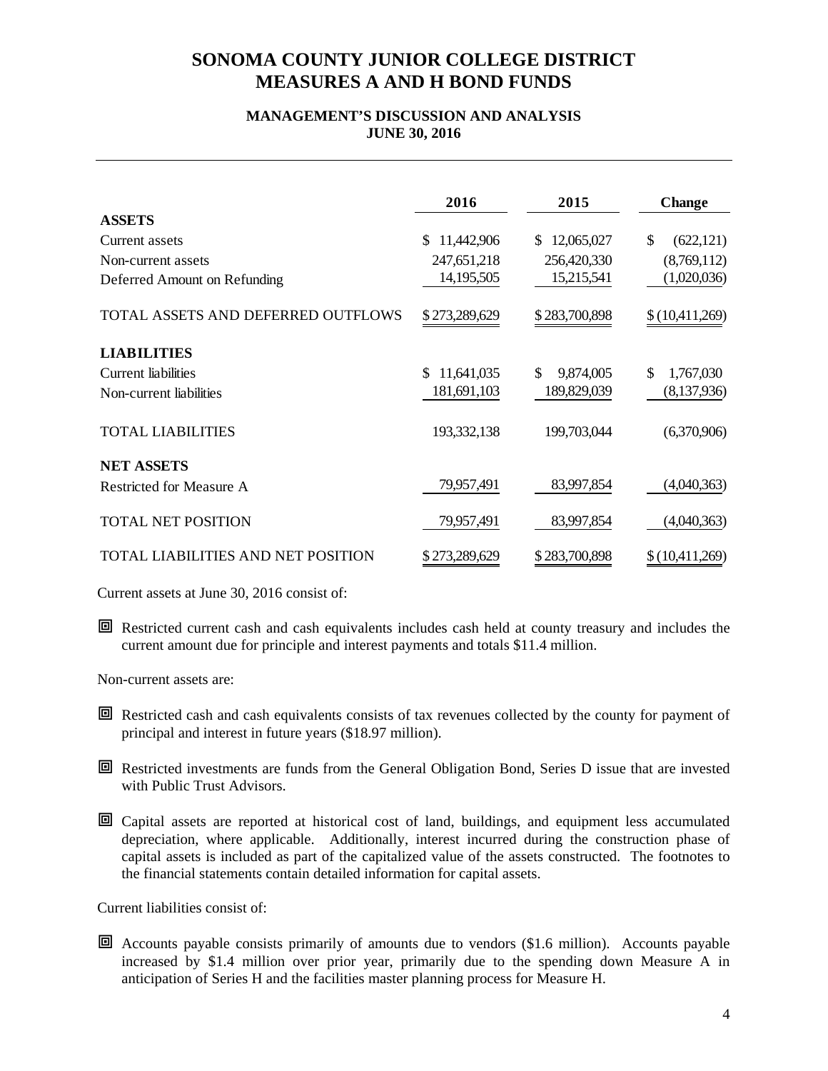# SONOMA COUNTY JUNIOR COLLEGE DISTRICT
# MEASURES A AND H BOND FUNDS

### MANAGEMENT'S DISCUSSION AND ANALYSIS
### JUNE 30, 2016

| | 2016 | 2015 | Change |
|---|---|---|---|
| **ASSETS** | | | |
| Current assets | $ 11,442,906 | $ 12,065,027 | $ (622,121) |
| Non-current assets | 247,651,218 | 256,420,330 | (8,769,112) |
| Deferred Amount on Refunding | 14,195,505 | 15,215,541 | (1,020,036) |
| TOTAL ASSETS AND DEFERRED OUTFLOWS | $ 273,289,629 | $ 283,700,898 | $ (10,411,269) |
| **LIABILITIES** | | | |
| Current liabilities | $ 11,641,035 | $ 9,874,005 | $ 1,767,030 |
| Non-current liabilities | 181,691,103 | 189,829,039 | (8,137,936) |
| TOTAL LIABILITIES | 193,332,138 | 199,703,044 | (6,370,906) |
| **NET ASSETS** | | | |
| Restricted for Measure A | 79,957,491 | 83,997,854 | (4,040,363) |
| TOTAL NET POSITION | 79,957,491 | 83,997,854 | (4,040,363) |
| TOTAL LIABILITIES AND NET POSITION | $ 273,289,629 | $ 283,700,898 | $ (10,411,269) |

Current assets at June 30, 2016 consist of:

- Restricted current cash and cash equivalents includes cash held at county treasury and includes the current amount due for principle and interest payments and totals $11.4 million.

Non-current assets are:

- Restricted cash and cash equivalents consists of tax revenues collected by the county for payment of principal and interest in future years ($18.97 million).
- Restricted investments are funds from the General Obligation Bond, Series D issue that are invested with Public Trust Advisors.
- Capital assets are reported at historical cost of land, buildings, and equipment less accumulated depreciation, where applicable. Additionally, interest incurred during the construction phase of capital assets is included as part of the capitalized value of the assets constructed. The footnotes to the financial statements contain detailed information for capital assets.

Current liabilities consist of:

- Accounts payable consists primarily of amounts due to vendors ($1.6 million). Accounts payable increased by $1.4 million over prior year, primarily due to the spending down Measure A in anticipation of Series H and the facilities master planning process for Measure H.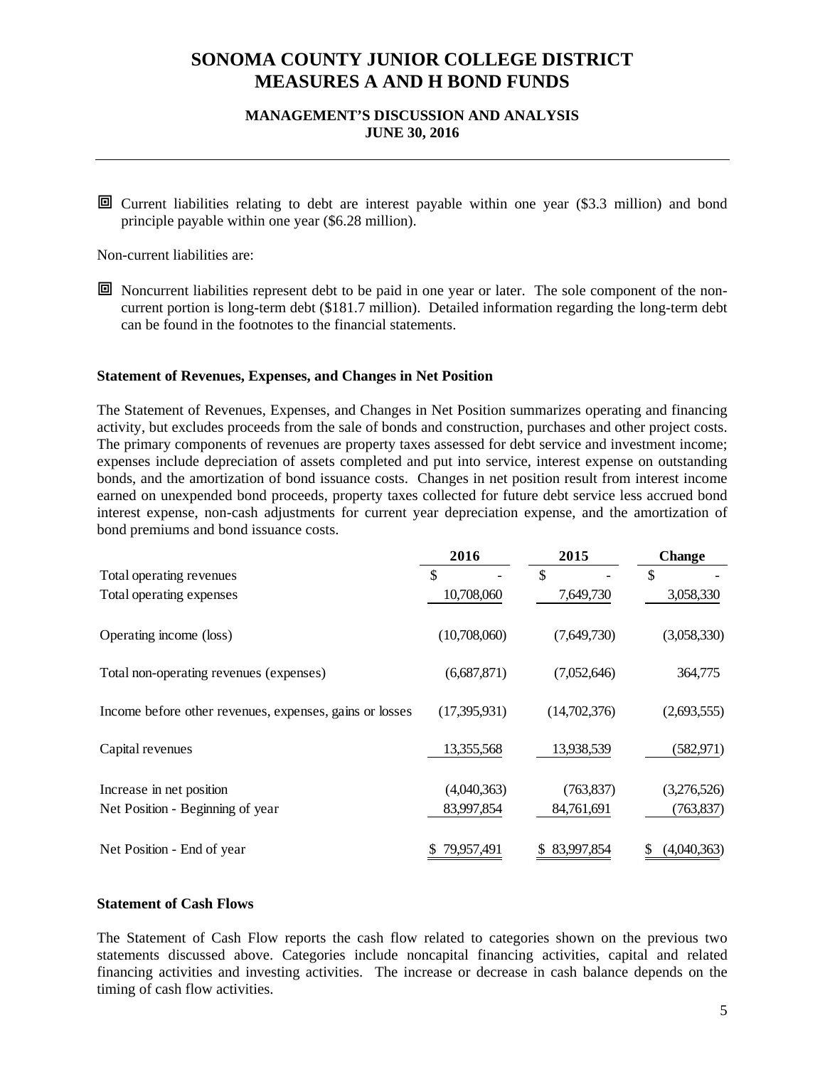# SONOMA COUNTY JUNIOR COLLEGE DISTRICT
# MEASURES A AND H BOND FUNDS

### MANAGEMENT'S DISCUSSION AND ANALYSIS
### JUNE 30, 2016

- Current liabilities relating to debt are interest payable within one year ($3.3 million) and bond principle payable within one year ($6.28 million).

Non-current liabilities are:

- Noncurrent liabilities represent debt to be paid in one year or later. The sole component of the non-current portion is long-term debt ($181.7 million). Detailed information regarding the long-term debt can be found in the footnotes to the financial statements.

**Statement of Revenues, Expenses, and Changes in Net Position**

The Statement of Revenues, Expenses, and Changes in Net Position summarizes operating and financing activity, but excludes proceeds from the sale of bonds and construction, purchases and other project costs. The primary components of revenues are property taxes assessed for debt service and investment income; expenses include depreciation of assets completed and put into service, interest expense on outstanding bonds, and the amortization of bond issuance costs. Changes in net position result from interest income earned on unexpended bond proceeds, property taxes collected for future debt service less accrued bond interest expense, non-cash adjustments for current year depreciation expense, and the amortization of bond premiums and bond issuance costs.

| | 2016 | 2015 | Change |
|---|---|---|---|
| Total operating revenues | $ - | $ - | $ - |
| Total operating expenses | 10,708,060 | 7,649,730 | 3,058,330 |
| Operating income (loss) | (10,708,060) | (7,649,730) | (3,058,330) |
| Total non-operating revenues (expenses) | (6,687,871) | (7,052,646) | 364,775 |
| Income before other revenues, expenses, gains or losses | (17,395,931) | (14,702,376) | (2,693,555) |
| Capital revenues | 13,355,568 | 13,938,539 | (582,971) |
| Increase in net position | (4,040,363) | (763,837) | (3,276,526) |
| Net Position - Beginning of year | 83,997,854 | 84,761,691 | (763,837) |
| Net Position - End of year | $ 79,957,491 | $ 83,997,854 | $ (4,040,363) |

**Statement of Cash Flows**

The Statement of Cash Flow reports the cash flow related to categories shown on the previous two statements discussed above. Categories include noncapital financing activities, capital and related financing activities and investing activities. The increase or decrease in cash balance depends on the timing of cash flow activities.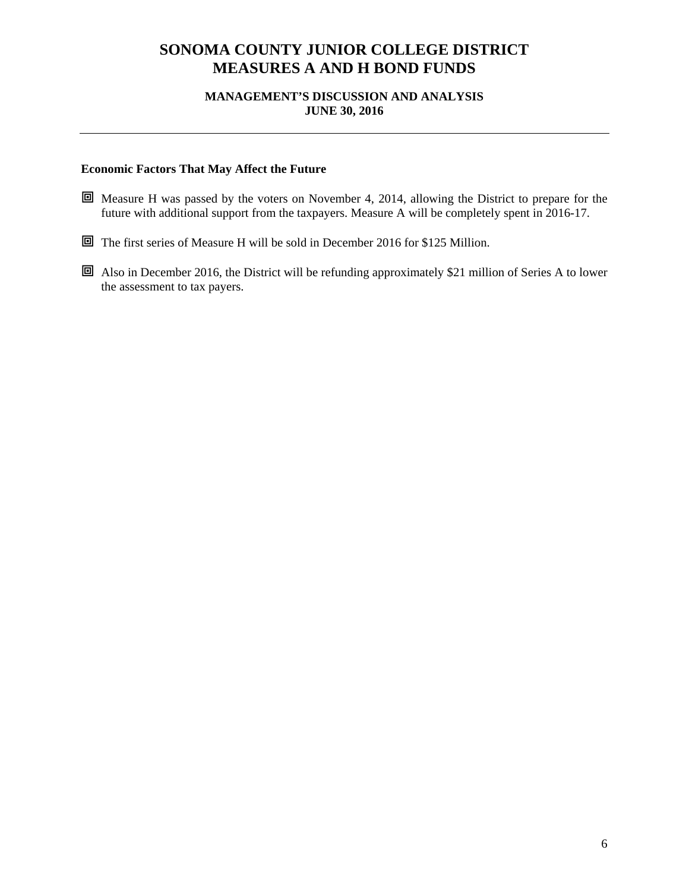# SONOMA COUNTY JUNIOR COLLEGE DISTRICT
# MEASURES A AND H BOND FUNDS

**MANAGEMENT'S DISCUSSION AND ANALYSIS**
**JUNE 30, 2016**

---

**Economic Factors That May Affect the Future**

- Measure H was passed by the voters on November 4, 2014, allowing the District to prepare for the future with additional support from the taxpayers. Measure A will be completely spent in 2016-17.
- The first series of Measure H will be sold in December 2016 for $125 Million.
- Also in December 2016, the District will be refunding approximately $21 million of Series A to lower the assessment to tax payers.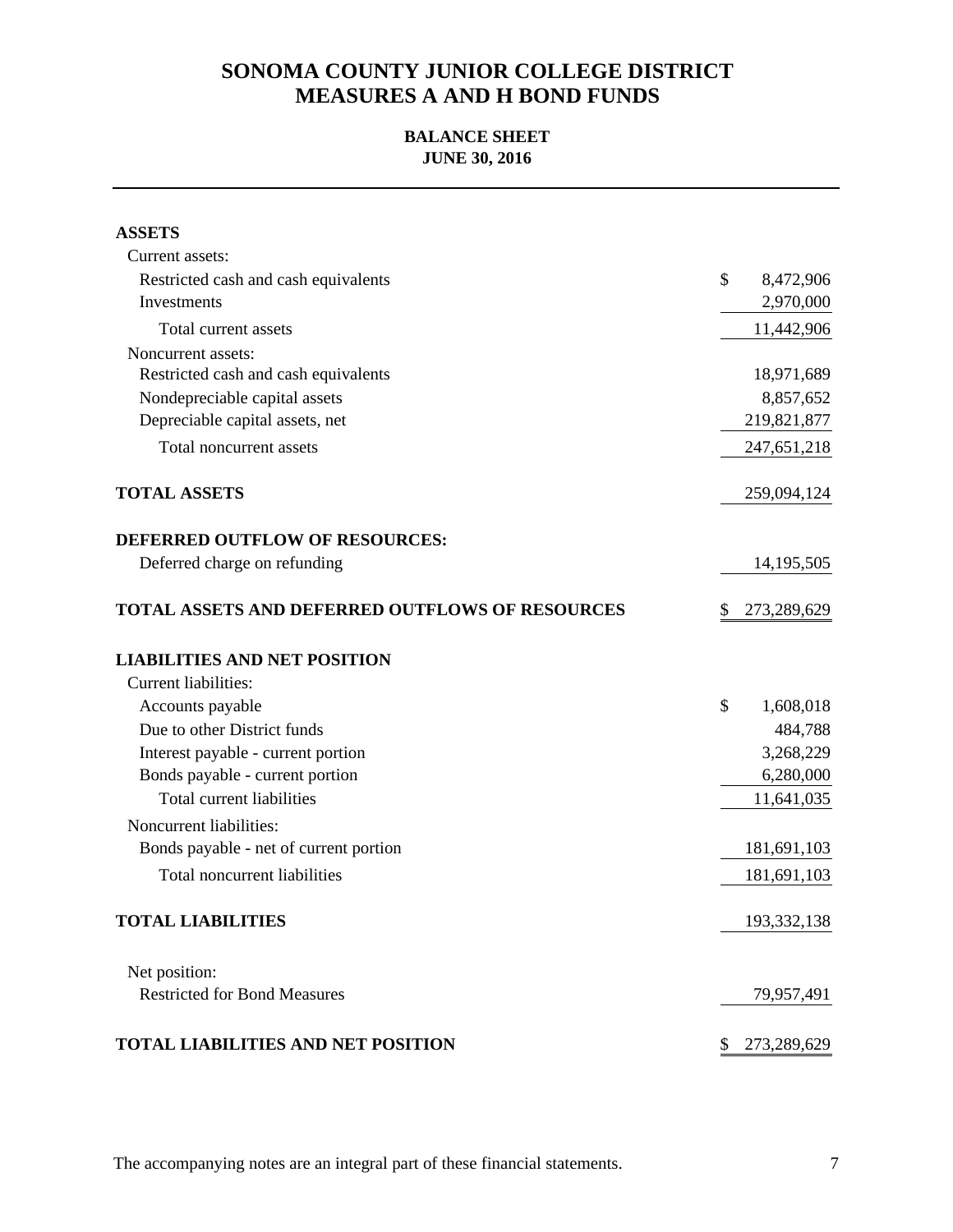# SONOMA COUNTY JUNIOR COLLEGE DISTRICT
# MEASURES A AND H BOND FUNDS

## BALANCE SHEET
## JUNE 30, 2016

| | |
|---|---|
| **ASSETS** | |
| Current assets: | |
| Restricted cash and cash equivalents | $ 8,472,906 |
| Investments | 2,970,000 |
| Total current assets | 11,442,906 |
| Noncurrent assets: | |
| Restricted cash and cash equivalents | 18,971,689 |
| Nondepreciable capital assets | 8,857,652 |
| Depreciable capital assets, net | 219,821,877 |
| Total noncurrent assets | 247,651,218 |
| **TOTAL ASSETS** | 259,094,124 |
| **DEFERRED OUTFLOW OF RESOURCES:** | |
| Deferred charge on refunding | 14,195,505 |
| **TOTAL ASSETS AND DEFERRED OUTFLOWS OF RESOURCES** | $ 273,289,629 |
| **LIABILITIES AND NET POSITION** | |
| Current liabilities: | |
| Accounts payable | $ 1,608,018 |
| Due to other District funds | 484,788 |
| Interest payable - current portion | 3,268,229 |
| Bonds payable - current portion | 6,280,000 |
| Total current liabilities | 11,641,035 |
| Noncurrent liabilities: | |
| Bonds payable - net of current portion | 181,691,103 |
| Total noncurrent liabilities | 181,691,103 |
| **TOTAL LIABILITIES** | 193,332,138 |
| Net position: | |
| Restricted for Bond Measures | 79,957,491 |
| **TOTAL LIABILITIES AND NET POSITION** | $ 273,289,629 |

The accompanying notes are an integral part of these financial statements.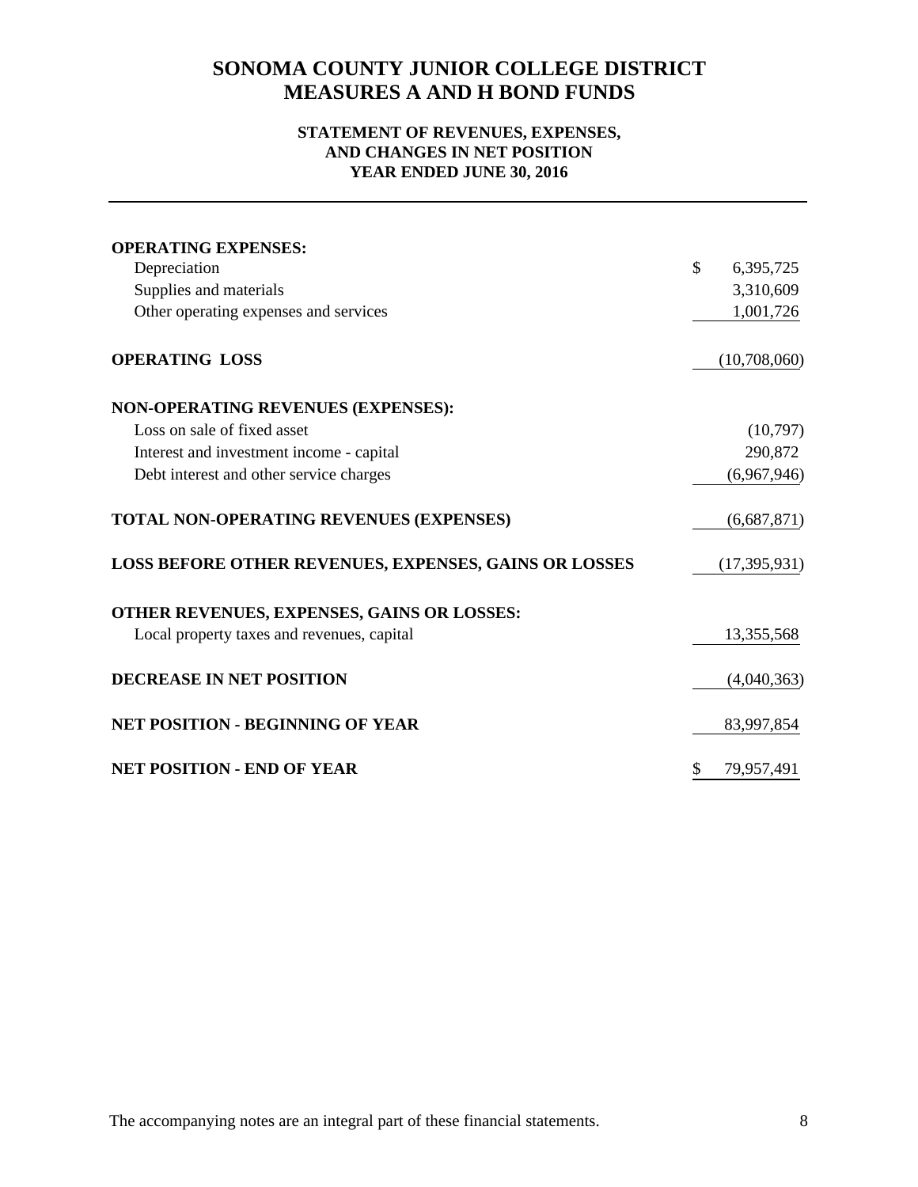# SONOMA COUNTY JUNIOR COLLEGE DISTRICT
# MEASURES A AND H BOND FUNDS

### STATEMENT OF REVENUES, EXPENSES, AND CHANGES IN NET POSITION
### YEAR ENDED JUNE 30, 2016

| | |
|---|---|
| **OPERATING EXPENSES:** | |
| Depreciation | $ 6,395,725 |
| Supplies and materials | 3,310,609 |
| Other operating expenses and services | 1,001,726 |
| **OPERATING LOSS** | (10,708,060) |
| **NON-OPERATING REVENUES (EXPENSES):** | |
| Loss on sale of fixed asset | (10,797) |
| Interest and investment income - capital | 290,872 |
| Debt interest and other service charges | (6,967,946) |
| **TOTAL NON-OPERATING REVENUES (EXPENSES)** | (6,687,871) |
| **LOSS BEFORE OTHER REVENUES, EXPENSES, GAINS OR LOSSES** | (17,395,931) |
| **OTHER REVENUES, EXPENSES, GAINS OR LOSSES:** | |
| Local property taxes and revenues, capital | 13,355,568 |
| **DECREASE IN NET POSITION** | (4,040,363) |
| **NET POSITION - BEGINNING OF YEAR** | 83,997,854 |
| **NET POSITION - END OF YEAR** | $ 79,957,491 |

The accompanying notes are an integral part of these financial statements.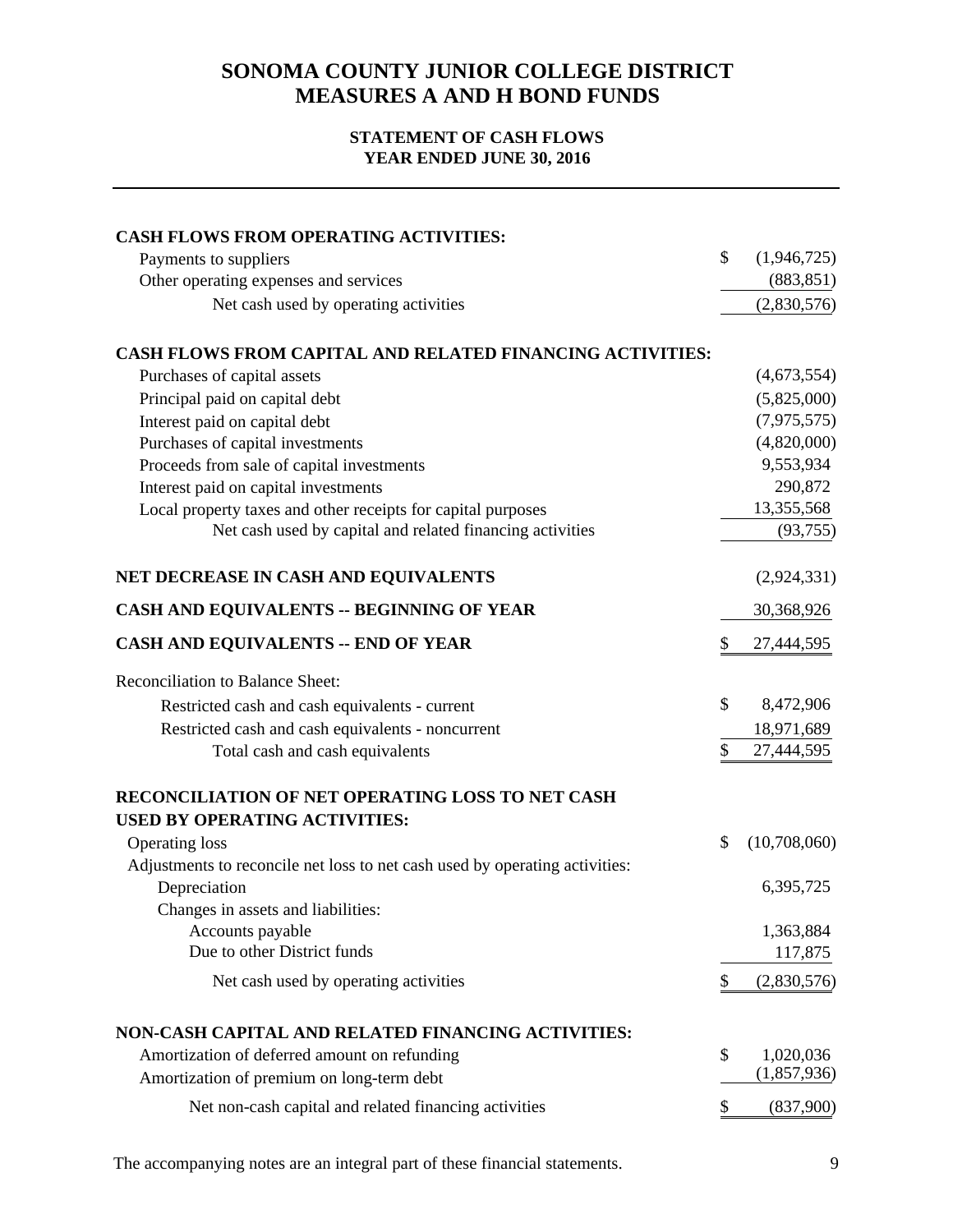# SONOMA COUNTY JUNIOR COLLEGE DISTRICT
# MEASURES A AND H BOND FUNDS

### STATEMENT OF CASH FLOWS
### YEAR ENDED JUNE 30, 2016

| | |
|---|---|
| **CASH FLOWS FROM OPERATING ACTIVITIES:** | |
| Payments to suppliers | $ (1,946,725) |
| Other operating expenses and services | (883,851) |
| Net cash used by operating activities | (2,830,576) |
| | |
| **CASH FLOWS FROM CAPITAL AND RELATED FINANCING ACTIVITIES:** | |
| Purchases of capital assets | (4,673,554) |
| Principal paid on capital debt | (5,825,000) |
| Interest paid on capital debt | (7,975,575) |
| Purchases of capital investments | (4,820,000) |
| Proceeds from sale of capital investments | 9,553,934 |
| Interest paid on capital investments | 290,872 |
| Local property taxes and other receipts for capital purposes | 13,355,568 |
| Net cash used by capital and related financing activities | (93,755) |
| | |
| **NET DECREASE IN CASH AND EQUIVALENTS** | (2,924,331) |
| **CASH AND EQUIVALENTS -- BEGINNING OF YEAR** | 30,368,926 |
| **CASH AND EQUIVALENTS -- END OF YEAR** | $ 27,444,595 |
| | |
| Reconciliation to Balance Sheet: | |
| Restricted cash and cash equivalents - current | $ 8,472,906 |
| Restricted cash and cash equivalents - noncurrent | 18,971,689 |
| Total cash and cash equivalents | $ 27,444,595 |
| | |
| **RECONCILIATION OF NET OPERATING LOSS TO NET CASH USED BY OPERATING ACTIVITIES:** | |
| Operating loss | $ (10,708,060) |
| Adjustments to reconcile net loss to net cash used by operating activities: | |
| Depreciation | 6,395,725 |
| Changes in assets and liabilities: | |
| Accounts payable | 1,363,884 |
| Due to other District funds | 117,875 |
| Net cash used by operating activities | $ (2,830,576) |
| | |
| **NON-CASH CAPITAL AND RELATED FINANCING ACTIVITIES:** | |
| Amortization of deferred amount on refunding | $ 1,020,036 |
| Amortization of premium on long-term debt | (1,857,936) |
| Net non-cash capital and related financing activities | $ (837,900) |

The accompanying notes are an integral part of these financial statements.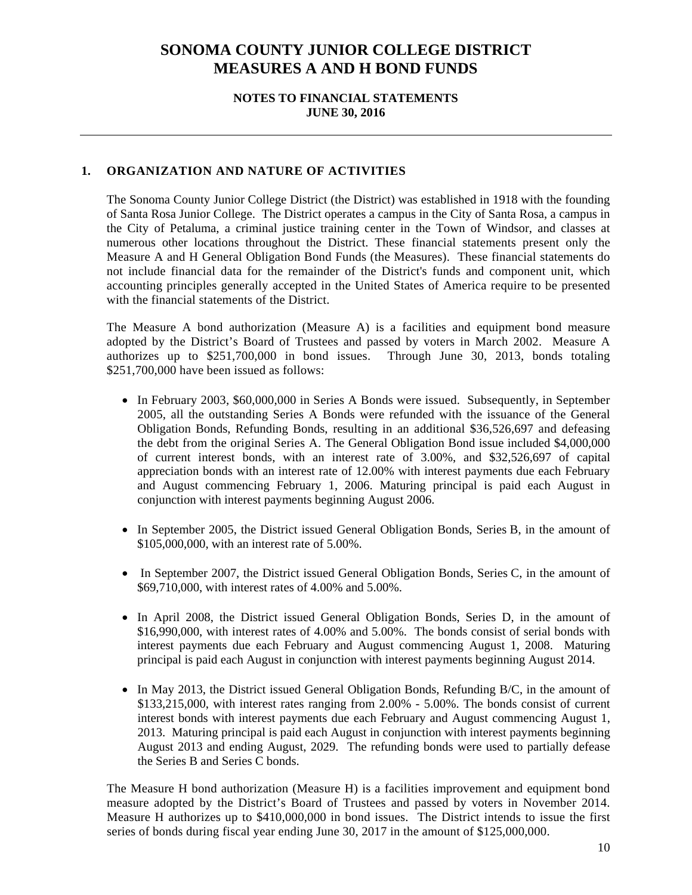# SONOMA COUNTY JUNIOR COLLEGE DISTRICT
# MEASURES A AND H BOND FUNDS

**NOTES TO FINANCIAL STATEMENTS**
**JUNE 30, 2016**

---

## 1. ORGANIZATION AND NATURE OF ACTIVITIES

The Sonoma County Junior College District (the District) was established in 1918 with the founding of Santa Rosa Junior College. The District operates a campus in the City of Santa Rosa, a campus in the City of Petaluma, a criminal justice training center in the Town of Windsor, and classes at numerous other locations throughout the District. These financial statements present only the Measure A and H General Obligation Bond Funds (the Measures). These financial statements do not include financial data for the remainder of the District's funds and component unit, which accounting principles generally accepted in the United States of America require to be presented with the financial statements of the District.

The Measure A bond authorization (Measure A) is a facilities and equipment bond measure adopted by the District's Board of Trustees and passed by voters in March 2002. Measure A authorizes up to $251,700,000 in bond issues. Through June 30, 2013, bonds totaling $251,700,000 have been issued as follows:

- In February 2003, $60,000,000 in Series A Bonds were issued. Subsequently, in September 2005, all the outstanding Series A Bonds were refunded with the issuance of the General Obligation Bonds, Refunding Bonds, resulting in an additional $36,526,697 and defeasing the debt from the original Series A. The General Obligation Bond issue included $4,000,000 of current interest bonds, with an interest rate of 3.00%, and $32,526,697 of capital appreciation bonds with an interest rate of 12.00% with interest payments due each February and August commencing February 1, 2006. Maturing principal is paid each August in conjunction with interest payments beginning August 2006.

- In September 2005, the District issued General Obligation Bonds, Series B, in the amount of $105,000,000, with an interest rate of 5.00%.

- In September 2007, the District issued General Obligation Bonds, Series C, in the amount of $69,710,000, with interest rates of 4.00% and 5.00%.

- In April 2008, the District issued General Obligation Bonds, Series D, in the amount of $16,990,000, with interest rates of 4.00% and 5.00%. The bonds consist of serial bonds with interest payments due each February and August commencing August 1, 2008. Maturing principal is paid each August in conjunction with interest payments beginning August 2014.

- In May 2013, the District issued General Obligation Bonds, Refunding B/C, in the amount of $133,215,000, with interest rates ranging from 2.00% - 5.00%. The bonds consist of current interest bonds with interest payments due each February and August commencing August 1, 2013. Maturing principal is paid each August in conjunction with interest payments beginning August 2013 and ending August, 2029. The refunding bonds were used to partially defease the Series B and Series C bonds.

The Measure H bond authorization (Measure H) is a facilities improvement and equipment bond measure adopted by the District's Board of Trustees and passed by voters in November 2014. Measure H authorizes up to $410,000,000 in bond issues. The District intends to issue the first series of bonds during fiscal year ending June 30, 2017 in the amount of $125,000,000.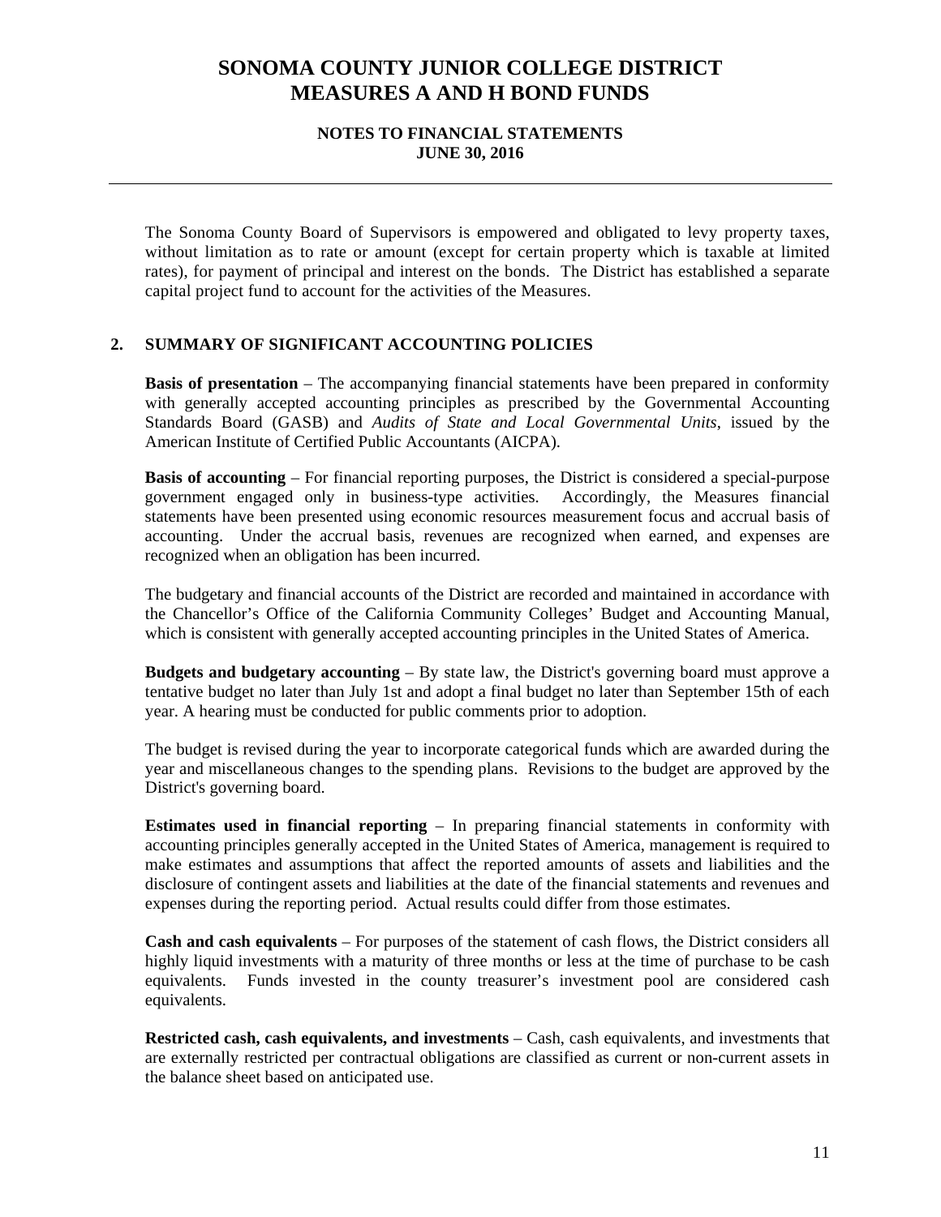The Sonoma County Board of Supervisors is empowered and obligated to levy property taxes, without limitation as to rate or amount (except for certain property which is taxable at limited rates), for payment of principal and interest on the bonds. The District has established a separate capital project fund to account for the activities of the Measures.

## 2. SUMMARY OF SIGNIFICANT ACCOUNTING POLICIES

**Basis of presentation** – The accompanying financial statements have been prepared in conformity with generally accepted accounting principles as prescribed by the Governmental Accounting Standards Board (GASB) and *Audits of State and Local Governmental Units*, issued by the American Institute of Certified Public Accountants (AICPA).

**Basis of accounting** – For financial reporting purposes, the District is considered a special-purpose government engaged only in business-type activities. Accordingly, the Measures financial statements have been presented using economic resources measurement focus and accrual basis of accounting. Under the accrual basis, revenues are recognized when earned, and expenses are recognized when an obligation has been incurred.

The budgetary and financial accounts of the District are recorded and maintained in accordance with the Chancellor's Office of the California Community Colleges' Budget and Accounting Manual, which is consistent with generally accepted accounting principles in the United States of America.

**Budgets and budgetary accounting** – By state law, the District's governing board must approve a tentative budget no later than July 1st and adopt a final budget no later than September 15th of each year. A hearing must be conducted for public comments prior to adoption.

The budget is revised during the year to incorporate categorical funds which are awarded during the year and miscellaneous changes to the spending plans. Revisions to the budget are approved by the District's governing board.

**Estimates used in financial reporting** – In preparing financial statements in conformity with accounting principles generally accepted in the United States of America, management is required to make estimates and assumptions that affect the reported amounts of assets and liabilities and the disclosure of contingent assets and liabilities at the date of the financial statements and revenues and expenses during the reporting period. Actual results could differ from those estimates.

**Cash and cash equivalents** – For purposes of the statement of cash flows, the District considers all highly liquid investments with a maturity of three months or less at the time of purchase to be cash equivalents. Funds invested in the county treasurer's investment pool are considered cash equivalents.

**Restricted cash, cash equivalents, and investments** – Cash, cash equivalents, and investments that are externally restricted per contractual obligations are classified as current or non-current assets in the balance sheet based on anticipated use.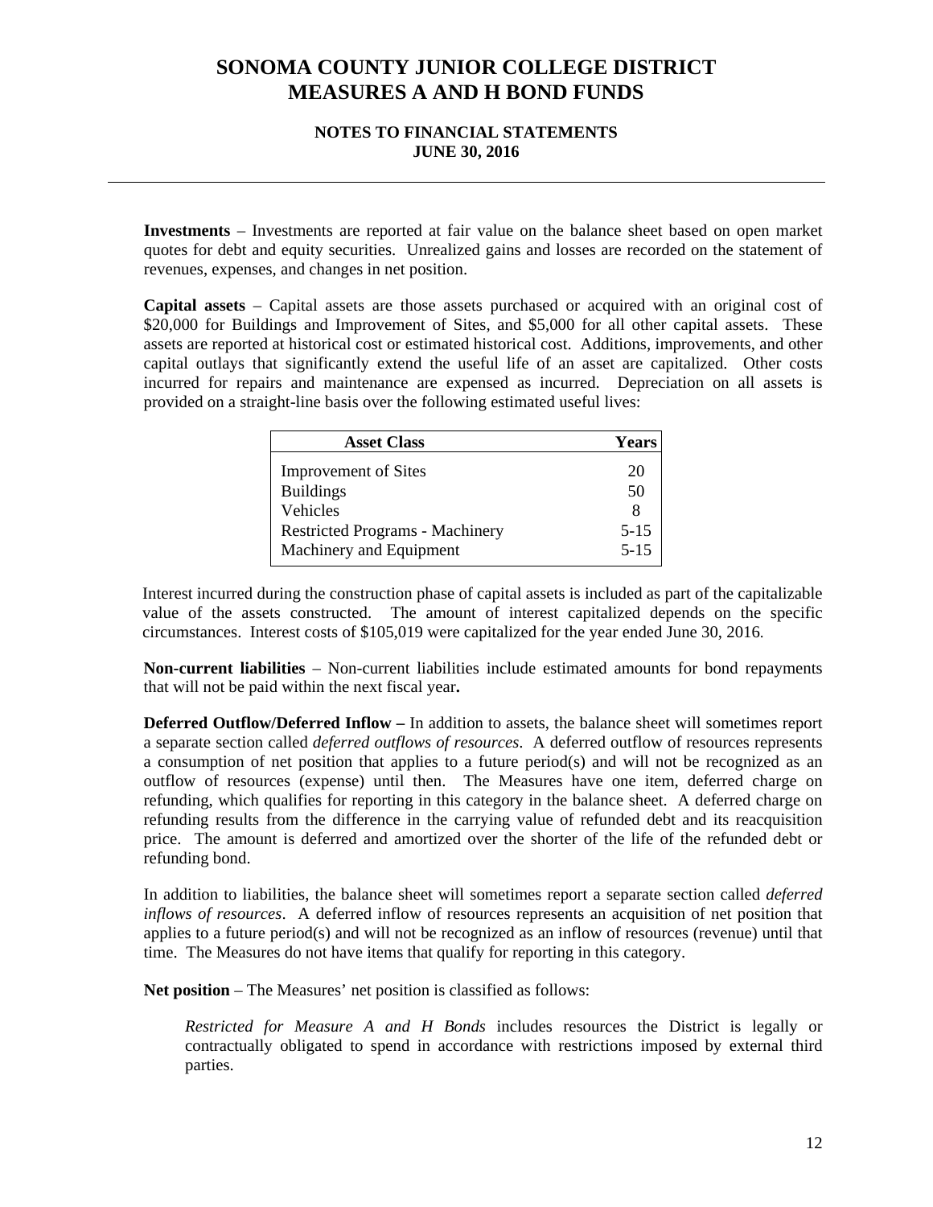**Investments** – Investments are reported at fair value on the balance sheet based on open market quotes for debt and equity securities. Unrealized gains and losses are recorded on the statement of revenues, expenses, and changes in net position.

**Capital assets** – Capital assets are those assets purchased or acquired with an original cost of $20,000 for Buildings and Improvement of Sites, and $5,000 for all other capital assets. These assets are reported at historical cost or estimated historical cost. Additions, improvements, and other capital outlays that significantly extend the useful life of an asset are capitalized. Other costs incurred for repairs and maintenance are expensed as incurred. Depreciation on all assets is provided on a straight-line basis over the following estimated useful lives:

| Asset Class | Years |
|---|---|
| Improvement of Sites | 20 |
| Buildings | 50 |
| Vehicles | 8 |
| Restricted Programs - Machinery | 5-15 |
| Machinery and Equipment | 5-15 |

Interest incurred during the construction phase of capital assets is included as part of the capitalizable value of the assets constructed. The amount of interest capitalized depends on the specific circumstances. Interest costs of $105,019 were capitalized for the year ended June 30, 2016.

**Non-current liabilities** – Non-current liabilities include estimated amounts for bond repayments that will not be paid within the next fiscal year**.**

**Deferred Outflow/Deferred Inflow –** In addition to assets, the balance sheet will sometimes report a separate section called *deferred outflows of resources*. A deferred outflow of resources represents a consumption of net position that applies to a future period(s) and will not be recognized as an outflow of resources (expense) until then. The Measures have one item, deferred charge on refunding, which qualifies for reporting in this category in the balance sheet. A deferred charge on refunding results from the difference in the carrying value of refunded debt and its reacquisition price. The amount is deferred and amortized over the shorter of the life of the refunded debt or refunding bond.

In addition to liabilities, the balance sheet will sometimes report a separate section called *deferred inflows of resources*. A deferred inflow of resources represents an acquisition of net position that applies to a future period(s) and will not be recognized as an inflow of resources (revenue) until that time. The Measures do not have items that qualify for reporting in this category.

**Net position** – The Measures' net position is classified as follows:

*Restricted for Measure A and H Bonds* includes resources the District is legally or contractually obligated to spend in accordance with restrictions imposed by external third parties.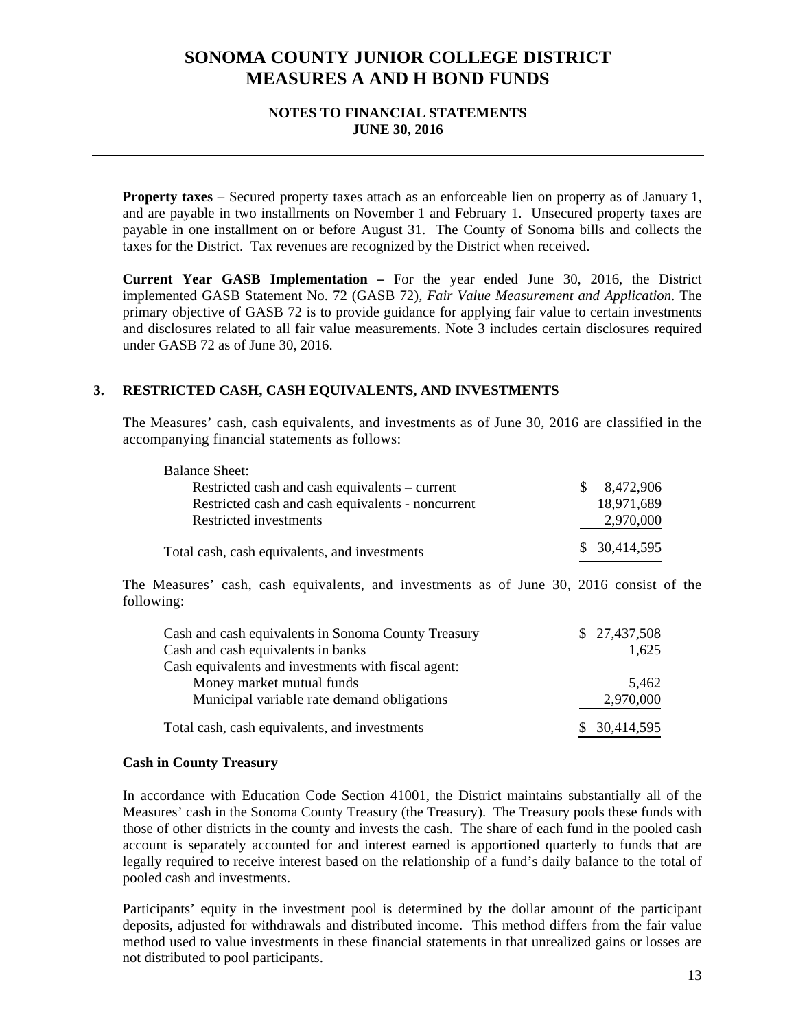**Property taxes** – Secured property taxes attach as an enforceable lien on property as of January 1, and are payable in two installments on November 1 and February 1. Unsecured property taxes are payable in one installment on or before August 31. The County of Sonoma bills and collects the taxes for the District. Tax revenues are recognized by the District when received.

**Current Year GASB Implementation –** For the year ended June 30, 2016, the District implemented GASB Statement No. 72 (GASB 72), *Fair Value Measurement and Application*. The primary objective of GASB 72 is to provide guidance for applying fair value to certain investments and disclosures related to all fair value measurements. Note 3 includes certain disclosures required under GASB 72 as of June 30, 2016.

## 3. RESTRICTED CASH, CASH EQUIVALENTS, AND INVESTMENTS

The Measures' cash, cash equivalents, and investments as of June 30, 2016 are classified in the accompanying financial statements as follows:

| | |
|---|---|
| Balance Sheet: | |
| Restricted cash and cash equivalents – current | $ 8,472,906 |
| Restricted cash and cash equivalents - noncurrent | 18,971,689 |
| Restricted investments | 2,970,000 |
| Total cash, cash equivalents, and investments | $ 30,414,595 |

The Measures' cash, cash equivalents, and investments as of June 30, 2016 consist of the following:

| | |
|---|---|
| Cash and cash equivalents in Sonoma County Treasury | $ 27,437,508 |
| Cash and cash equivalents in banks | 1,625 |
| Cash equivalents and investments with fiscal agent: | |
| Money market mutual funds | 5,462 |
| Municipal variable rate demand obligations | 2,970,000 |
| Total cash, cash equivalents, and investments | $ 30,414,595 |

**Cash in County Treasury**

In accordance with Education Code Section 41001, the District maintains substantially all of the Measures' cash in the Sonoma County Treasury (the Treasury). The Treasury pools these funds with those of other districts in the county and invests the cash. The share of each fund in the pooled cash account is separately accounted for and interest earned is apportioned quarterly to funds that are legally required to receive interest based on the relationship of a fund's daily balance to the total of pooled cash and investments.

Participants' equity in the investment pool is determined by the dollar amount of the participant deposits, adjusted for withdrawals and distributed income. This method differs from the fair value method used to value investments in these financial statements in that unrealized gains or losses are not distributed to pool participants.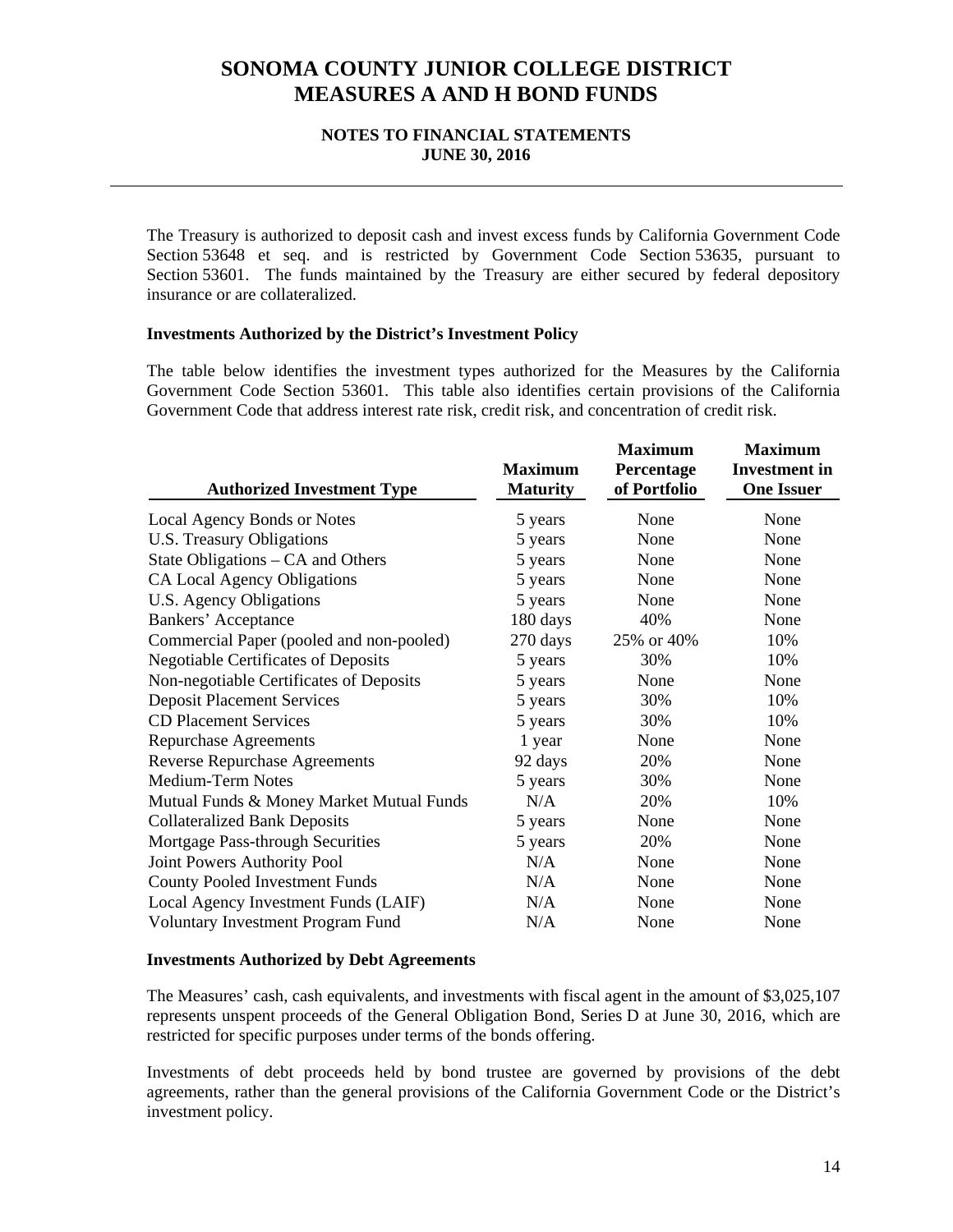The Treasury is authorized to deposit cash and invest excess funds by California Government Code Section 53648 et seq. and is restricted by Government Code Section 53635, pursuant to Section 53601. The funds maintained by the Treasury are either secured by federal depository insurance or are collateralized.

### Investments Authorized by the District's Investment Policy

The table below identifies the investment types authorized for the Measures by the California Government Code Section 53601. This table also identifies certain provisions of the California Government Code that address interest rate risk, credit risk, and concentration of credit risk.

| Authorized Investment Type | Maximum Maturity | Maximum Percentage of Portfolio | Maximum Investment in One Issuer |
|---|---|---|---|
| Local Agency Bonds or Notes | 5 years | None | None |
| U.S. Treasury Obligations | 5 years | None | None |
| State Obligations – CA and Others | 5 years | None | None |
| CA Local Agency Obligations | 5 years | None | None |
| U.S. Agency Obligations | 5 years | None | None |
| Bankers' Acceptance | 180 days | 40% | None |
| Commercial Paper (pooled and non-pooled) | 270 days | 25% or 40% | 10% |
| Negotiable Certificates of Deposits | 5 years | 30% | 10% |
| Non-negotiable Certificates of Deposits | 5 years | None | None |
| Deposit Placement Services | 5 years | 30% | 10% |
| CD Placement Services | 5 years | 30% | 10% |
| Repurchase Agreements | 1 year | None | None |
| Reverse Repurchase Agreements | 92 days | 20% | None |
| Medium-Term Notes | 5 years | 30% | None |
| Mutual Funds & Money Market Mutual Funds | N/A | 20% | 10% |
| Collateralized Bank Deposits | 5 years | None | None |
| Mortgage Pass-through Securities | 5 years | 20% | None |
| Joint Powers Authority Pool | N/A | None | None |
| County Pooled Investment Funds | N/A | None | None |
| Local Agency Investment Funds (LAIF) | N/A | None | None |
| Voluntary Investment Program Fund | N/A | None | None |

### Investments Authorized by Debt Agreements

The Measures' cash, cash equivalents, and investments with fiscal agent in the amount of $3,025,107 represents unspent proceeds of the General Obligation Bond, Series D at June 30, 2016, which are restricted for specific purposes under terms of the bonds offering.

Investments of debt proceeds held by bond trustee are governed by provisions of the debt agreements, rather than the general provisions of the California Government Code or the District's investment policy.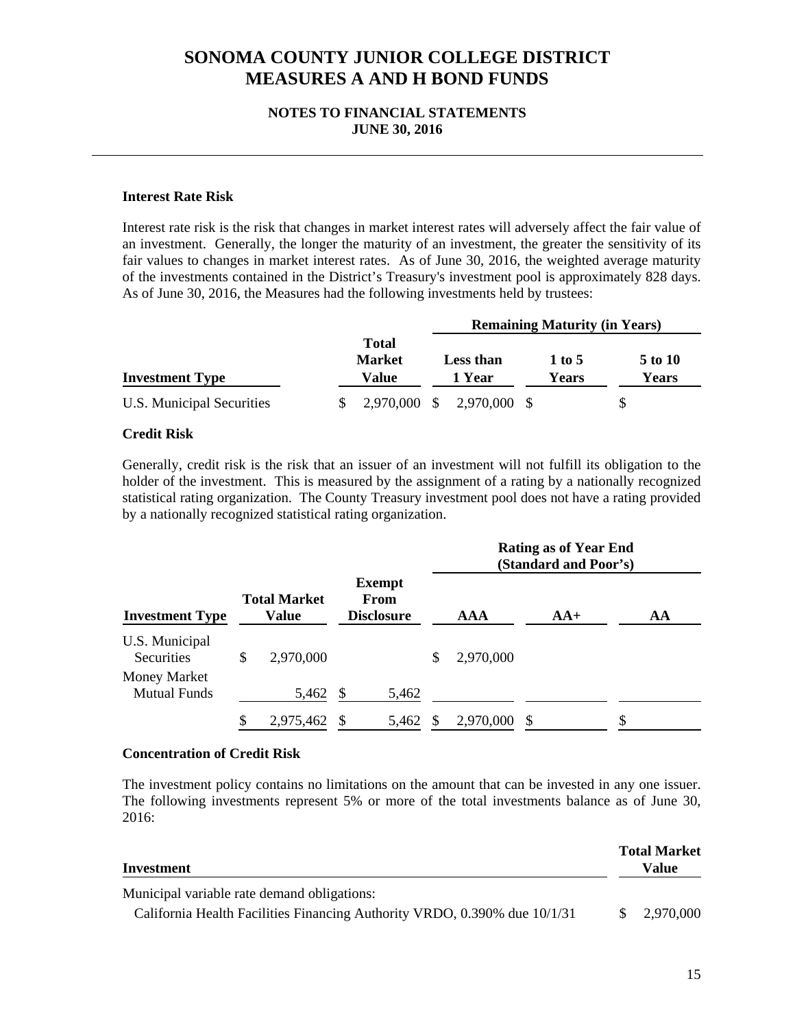# SONOMA COUNTY JUNIOR COLLEGE DISTRICT
# MEASURES A AND H BOND FUNDS

**NOTES TO FINANCIAL STATEMENTS**
**JUNE 30, 2016**

**Interest Rate Risk**

Interest rate risk is the risk that changes in market interest rates will adversely affect the fair value of an investment. Generally, the longer the maturity of an investment, the greater the sensitivity of its fair values to changes in market interest rates. As of June 30, 2016, the weighted average maturity of the investments contained in the District's Treasury's investment pool is approximately 828 days. As of June 30, 2016, the Measures had the following investments held by trustees:

| | | Remaining Maturity (in Years) | | |
|---|---|---|---|---|
| **Investment Type** | **Total Market Value** | **Less than 1 Year** | **1 to 5 Years** | **5 to 10 Years** |
| U.S. Municipal Securities | $ 2,970,000 | $ 2,970,000 | $ | $ |

**Credit Risk**

Generally, credit risk is the risk that an issuer of an investment will not fulfill its obligation to the holder of the investment. This is measured by the assignment of a rating by a nationally recognized statistical rating organization. The County Treasury investment pool does not have a rating provided by a nationally recognized statistical rating organization.

| | | | Rating as of Year End (Standard and Poor's) | | |
|---|---|---|---|---|---|
| **Investment Type** | **Total Market Value** | **Exempt From Disclosure** | **AAA** | **AA+** | **AA** |
| U.S. Municipal Securities | $ 2,970,000 | | $ 2,970,000 | | |
| Money Market Mutual Funds | 5,462 | $ 5,462 | | | |
| | $ 2,975,462 | $ 5,462 | $ 2,970,000 | $ | $ |

**Concentration of Credit Risk**

The investment policy contains no limitations on the amount that can be invested in any one issuer. The following investments represent 5% or more of the total investments balance as of June 30, 2016:

| Investment | Total Market Value |
|---|---|
| Municipal variable rate demand obligations: | |
| California Health Facilities Financing Authority VRDO, 0.390% due 10/1/31 | $ 2,970,000 |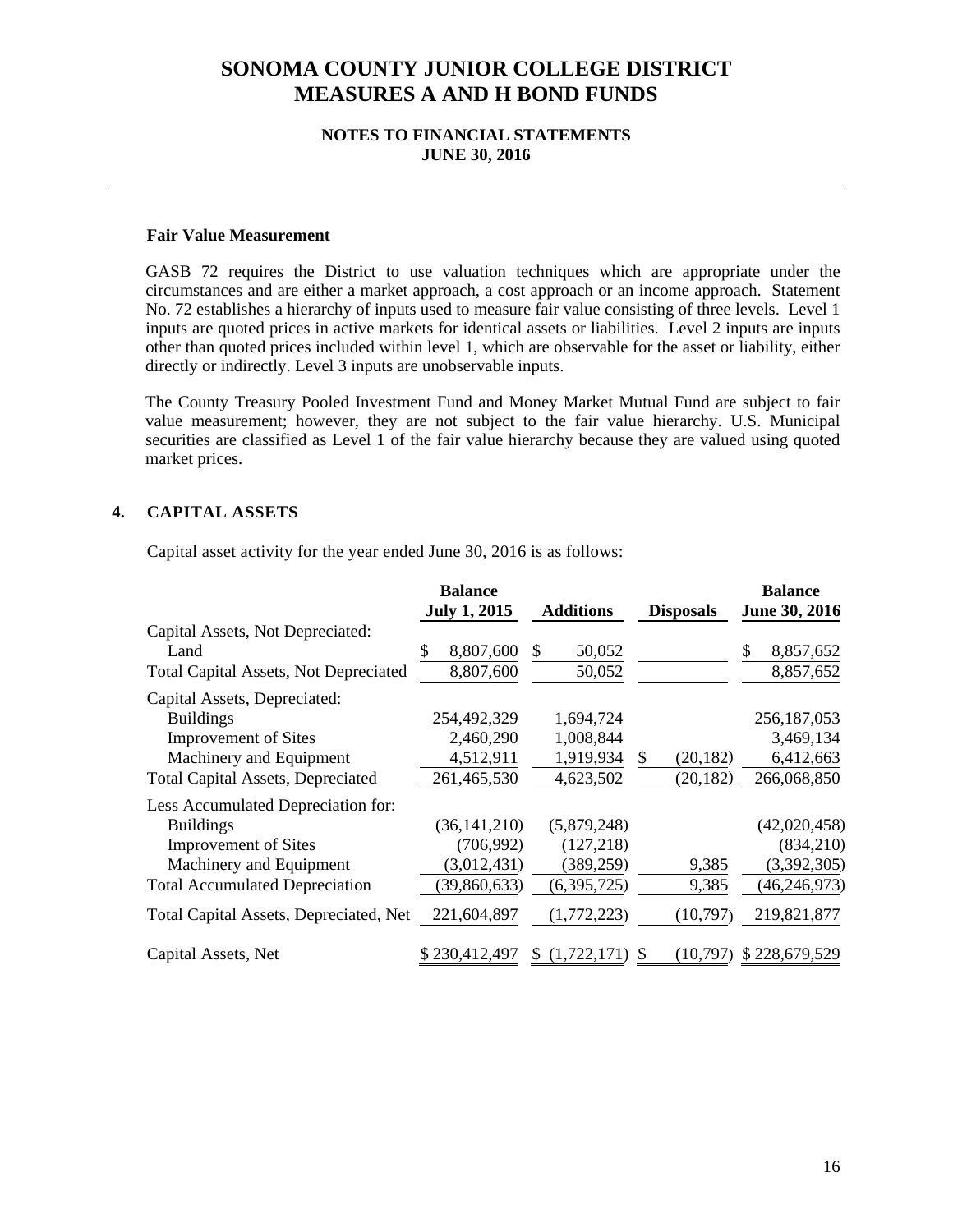# SONOMA COUNTY JUNIOR COLLEGE DISTRICT
# MEASURES A AND H BOND FUNDS

**NOTES TO FINANCIAL STATEMENTS**
**JUNE 30, 2016**

**Fair Value Measurement**

GASB 72 requires the District to use valuation techniques which are appropriate under the circumstances and are either a market approach, a cost approach or an income approach. Statement No. 72 establishes a hierarchy of inputs used to measure fair value consisting of three levels. Level 1 inputs are quoted prices in active markets for identical assets or liabilities. Level 2 inputs are inputs other than quoted prices included within level 1, which are observable for the asset or liability, either directly or indirectly. Level 3 inputs are unobservable inputs.

The County Treasury Pooled Investment Fund and Money Market Mutual Fund are subject to fair value measurement; however, they are not subject to the fair value hierarchy. U.S. Municipal securities are classified as Level 1 of the fair value hierarchy because they are valued using quoted market prices.

## 4. CAPITAL ASSETS

Capital asset activity for the year ended June 30, 2016 is as follows:

| | Balance July 1, 2015 | Additions | Disposals | Balance June 30, 2016 |
|---|---|---|---|---|
| Capital Assets, Not Depreciated: | | | | |
| Land | $ 8,807,600 | $ 50,052 | | $ 8,857,652 |
| Total Capital Assets, Not Depreciated | 8,807,600 | 50,052 | | 8,857,652 |
| Capital Assets, Depreciated: | | | | |
| Buildings | 254,492,329 | 1,694,724 | | 256,187,053 |
| Improvement of Sites | 2,460,290 | 1,008,844 | | 3,469,134 |
| Machinery and Equipment | 4,512,911 | 1,919,934 | $ (20,182) | 6,412,663 |
| Total Capital Assets, Depreciated | 261,465,530 | 4,623,502 | (20,182) | 266,068,850 |
| Less Accumulated Depreciation for: | | | | |
| Buildings | (36,141,210) | (5,879,248) | | (42,020,458) |
| Improvement of Sites | (706,992) | (127,218) | | (834,210) |
| Machinery and Equipment | (3,012,431) | (389,259) | 9,385 | (3,392,305) |
| Total Accumulated Depreciation | (39,860,633) | (6,395,725) | 9,385 | (46,246,973) |
| Total Capital Assets, Depreciated, Net | 221,604,897 | (1,772,223) | (10,797) | 219,821,877 |
| Capital Assets, Net | $ 230,412,497 | $ (1,722,171) | $ (10,797) | $ 228,679,529 |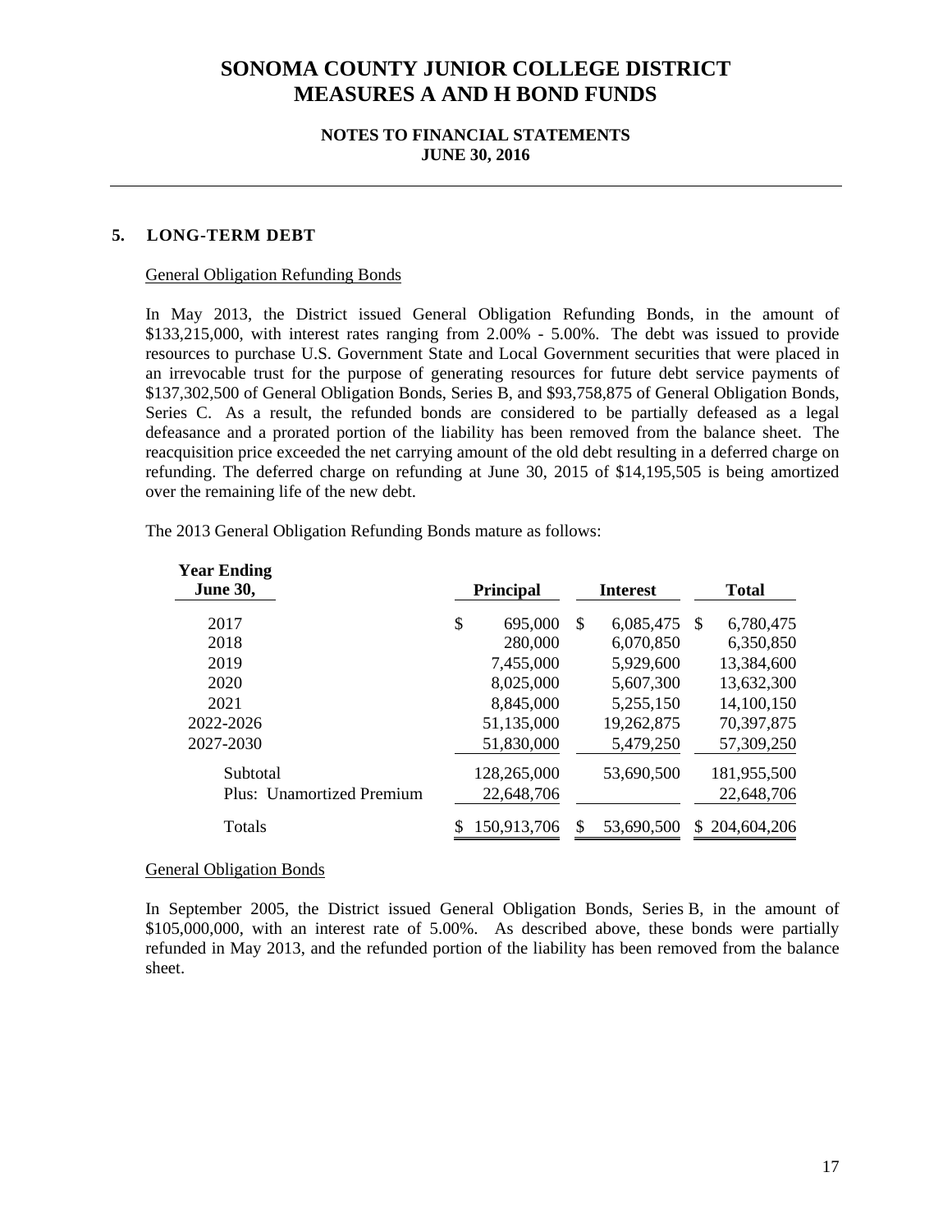# SONOMA COUNTY JUNIOR COLLEGE DISTRICT
# MEASURES A AND H BOND FUNDS

**NOTES TO FINANCIAL STATEMENTS**
**JUNE 30, 2016**

## 5. LONG-TERM DEBT

General Obligation Refunding Bonds

In May 2013, the District issued General Obligation Refunding Bonds, in the amount of $133,215,000, with interest rates ranging from 2.00% - 5.00%. The debt was issued to provide resources to purchase U.S. Government State and Local Government securities that were placed in an irrevocable trust for the purpose of generating resources for future debt service payments of $137,302,500 of General Obligation Bonds, Series B, and $93,758,875 of General Obligation Bonds, Series C. As a result, the refunded bonds are considered to be partially defeased as a legal defeasance and a prorated portion of the liability has been removed from the balance sheet. The reacquisition price exceeded the net carrying amount of the old debt resulting in a deferred charge on refunding. The deferred charge on refunding at June 30, 2015 of $14,195,505 is being amortized over the remaining life of the new debt.

The 2013 General Obligation Refunding Bonds mature as follows:

| Year Ending June 30, | Principal | Interest | Total |
|---|---|---|---|
| 2017 | $ 695,000 | $ 6,085,475 | $ 6,780,475 |
| 2018 | 280,000 | 6,070,850 | 6,350,850 |
| 2019 | 7,455,000 | 5,929,600 | 13,384,600 |
| 2020 | 8,025,000 | 5,607,300 | 13,632,300 |
| 2021 | 8,845,000 | 5,255,150 | 14,100,150 |
| 2022-2026 | 51,135,000 | 19,262,875 | 70,397,875 |
| 2027-2030 | 51,830,000 | 5,479,250 | 57,309,250 |
| Subtotal | 128,265,000 | 53,690,500 | 181,955,500 |
| Plus: Unamortized Premium | 22,648,706 | | 22,648,706 |
| Totals | $ 150,913,706 | $ 53,690,500 | $ 204,604,206 |

General Obligation Bonds

In September 2005, the District issued General Obligation Bonds, Series B, in the amount of $105,000,000, with an interest rate of 5.00%. As described above, these bonds were partially refunded in May 2013, and the refunded portion of the liability has been removed from the balance sheet.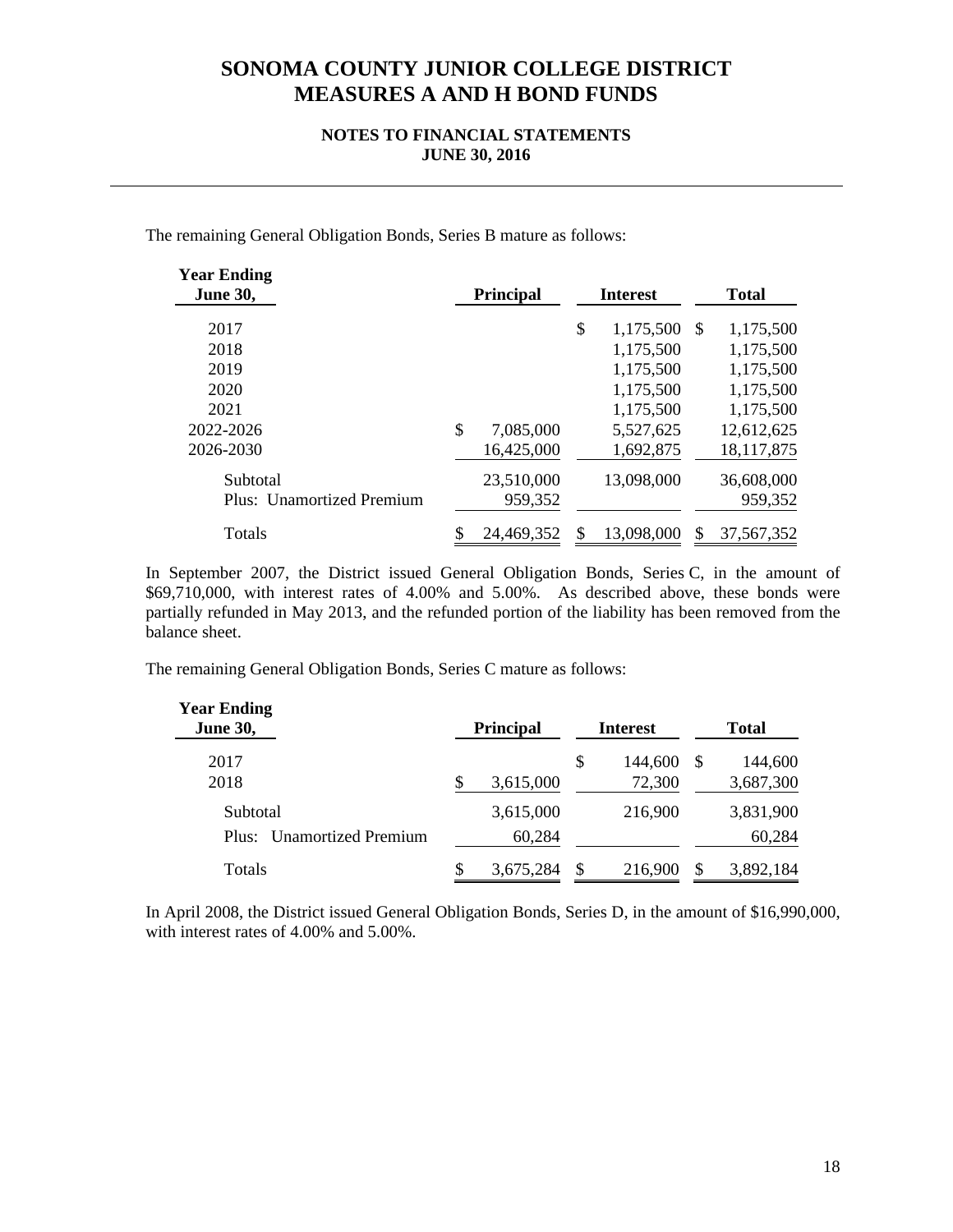# SONOMA COUNTY JUNIOR COLLEGE DISTRICT
# MEASURES A AND H BOND FUNDS

### NOTES TO FINANCIAL STATEMENTS
### JUNE 30, 2016

The remaining General Obligation Bonds, Series B mature as follows:

| Year Ending June 30, | Principal | Interest | Total |
|---|---|---|---|
| 2017 | | $ 1,175,500 | $ 1,175,500 |
| 2018 | | 1,175,500 | 1,175,500 |
| 2019 | | 1,175,500 | 1,175,500 |
| 2020 | | 1,175,500 | 1,175,500 |
| 2021 | | 1,175,500 | 1,175,500 |
| 2022-2026 | $ 7,085,000 | 5,527,625 | 12,612,625 |
| 2026-2030 | 16,425,000 | 1,692,875 | 18,117,875 |
| Subtotal | 23,510,000 | 13,098,000 | 36,608,000 |
| Plus: Unamortized Premium | 959,352 | | 959,352 |
| Totals | $ 24,469,352 | $ 13,098,000 | $ 37,567,352 |

In September 2007, the District issued General Obligation Bonds, Series C, in the amount of $69,710,000, with interest rates of 4.00% and 5.00%. As described above, these bonds were partially refunded in May 2013, and the refunded portion of the liability has been removed from the balance sheet.

The remaining General Obligation Bonds, Series C mature as follows:

| Year Ending June 30, | Principal | Interest | Total |
|---|---|---|---|
| 2017 | | $ 144,600 | $ 144,600 |
| 2018 | $ 3,615,000 | 72,300 | 3,687,300 |
| Subtotal | 3,615,000 | 216,900 | 3,831,900 |
| Plus: Unamortized Premium | 60,284 | | 60,284 |
| Totals | $ 3,675,284 | $ 216,900 | $ 3,892,184 |

In April 2008, the District issued General Obligation Bonds, Series D, in the amount of $16,990,000, with interest rates of 4.00% and 5.00%.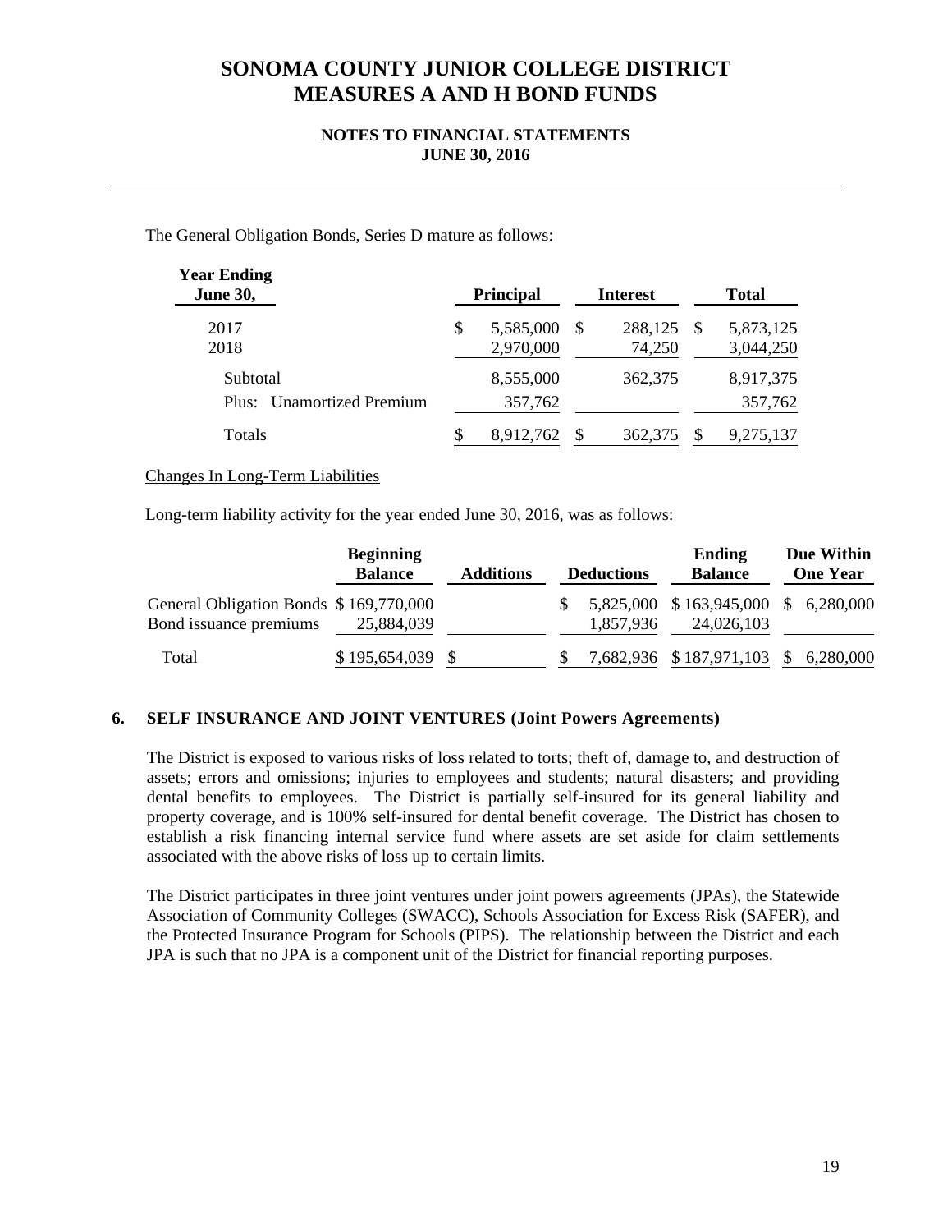# SONOMA COUNTY JUNIOR COLLEGE DISTRICT
# MEASURES A AND H BOND FUNDS

**NOTES TO FINANCIAL STATEMENTS**
**JUNE 30, 2016**

The General Obligation Bonds, Series D mature as follows:

| Year Ending June 30, | Principal | Interest | Total |
|---|---|---|---|
| 2017 | $ 5,585,000 | $ 288,125 | $ 5,873,125 |
| 2018 | 2,970,000 | 74,250 | 3,044,250 |
| Subtotal | 8,555,000 | 362,375 | 8,917,375 |
| Plus: Unamortized Premium | 357,762 | | 357,762 |
| Totals | $ 8,912,762 | $ 362,375 | $ 9,275,137 |

Changes In Long-Term Liabilities

Long-term liability activity for the year ended June 30, 2016, was as follows:

| | Beginning Balance | Additions | Deductions | Ending Balance | Due Within One Year |
|---|---|---|---|---|---|
| General Obligation Bonds | $ 169,770,000 | | $ 5,825,000 | $ 163,945,000 | $ 6,280,000 |
| Bond issuance premiums | 25,884,039 | | 1,857,936 | 24,026,103 | |
| Total | $ 195,654,039 | $ | $ 7,682,936 | $ 187,971,103 | $ 6,280,000 |

## 6. SELF INSURANCE AND JOINT VENTURES (Joint Powers Agreements)

The District is exposed to various risks of loss related to torts; theft of, damage to, and destruction of assets; errors and omissions; injuries to employees and students; natural disasters; and providing dental benefits to employees. The District is partially self-insured for its general liability and property coverage, and is 100% self-insured for dental benefit coverage. The District has chosen to establish a risk financing internal service fund where assets are set aside for claim settlements associated with the above risks of loss up to certain limits.

The District participates in three joint ventures under joint powers agreements (JPAs), the Statewide Association of Community Colleges (SWACC), Schools Association for Excess Risk (SAFER), and the Protected Insurance Program for Schools (PIPS). The relationship between the District and each JPA is such that no JPA is a component unit of the District for financial reporting purposes.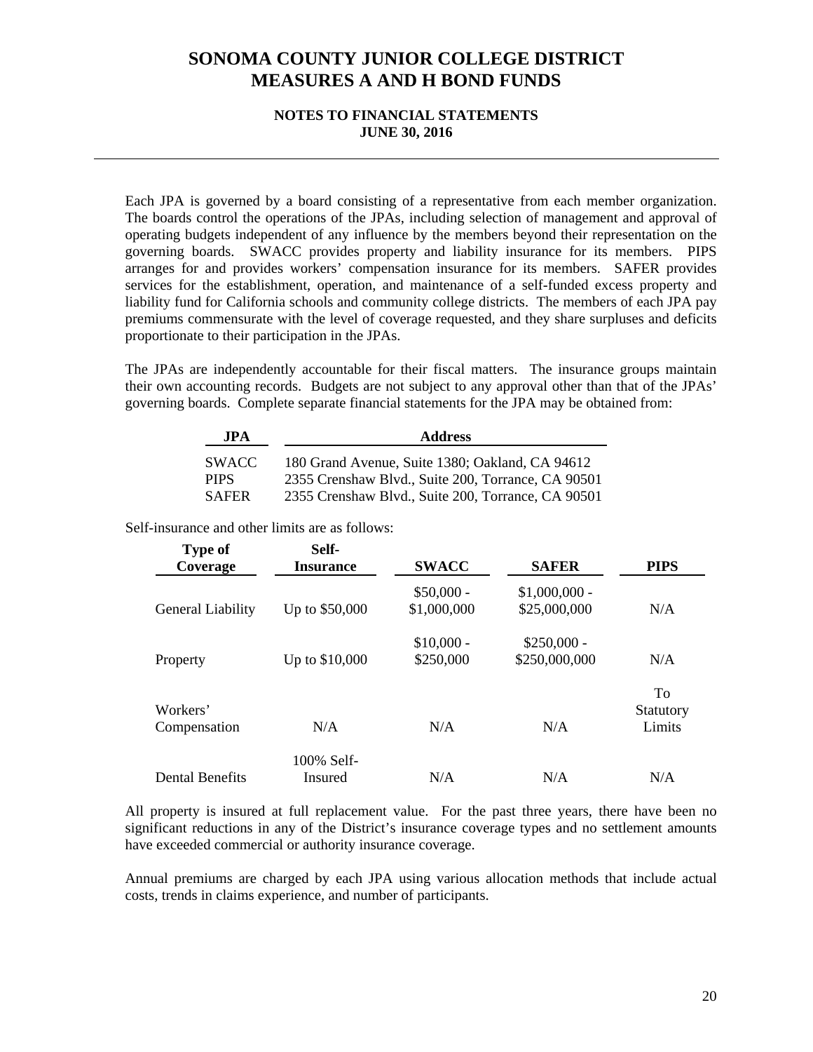Each JPA is governed by a board consisting of a representative from each member organization. The boards control the operations of the JPAs, including selection of management and approval of operating budgets independent of any influence by the members beyond their representation on the governing boards. SWACC provides property and liability insurance for its members. PIPS arranges for and provides workers' compensation insurance for its members. SAFER provides services for the establishment, operation, and maintenance of a self-funded excess property and liability fund for California schools and community college districts. The members of each JPA pay premiums commensurate with the level of coverage requested, and they share surpluses and deficits proportionate to their participation in the JPAs.

The JPAs are independently accountable for their fiscal matters. The insurance groups maintain their own accounting records. Budgets are not subject to any approval other than that of the JPAs' governing boards. Complete separate financial statements for the JPA may be obtained from:

| JPA | Address |
|---|---|
| SWACC | 180 Grand Avenue, Suite 1380; Oakland, CA 94612 |
| PIPS | 2355 Crenshaw Blvd., Suite 200, Torrance, CA 90501 |
| SAFER | 2355 Crenshaw Blvd., Suite 200, Torrance, CA 90501 |

Self-insurance and other limits are as follows:

| Type of Coverage | Self-Insurance | SWACC | SAFER | PIPS |
|---|---|---|---|---|
| General Liability | Up to $50,000 | $50,000 - $1,000,000 | $1,000,000 - $25,000,000 | N/A |
| Property | Up to $10,000 | $10,000 - $250,000 | $250,000 - $250,000,000 | N/A |
| Workers' Compensation | N/A | N/A | N/A | To Statutory Limits |
| Dental Benefits | 100% Self-Insured | N/A | N/A | N/A |

All property is insured at full replacement value. For the past three years, there have been no significant reductions in any of the District's insurance coverage types and no settlement amounts have exceeded commercial or authority insurance coverage.

Annual premiums are charged by each JPA using various allocation methods that include actual costs, trends in claims experience, and number of participants.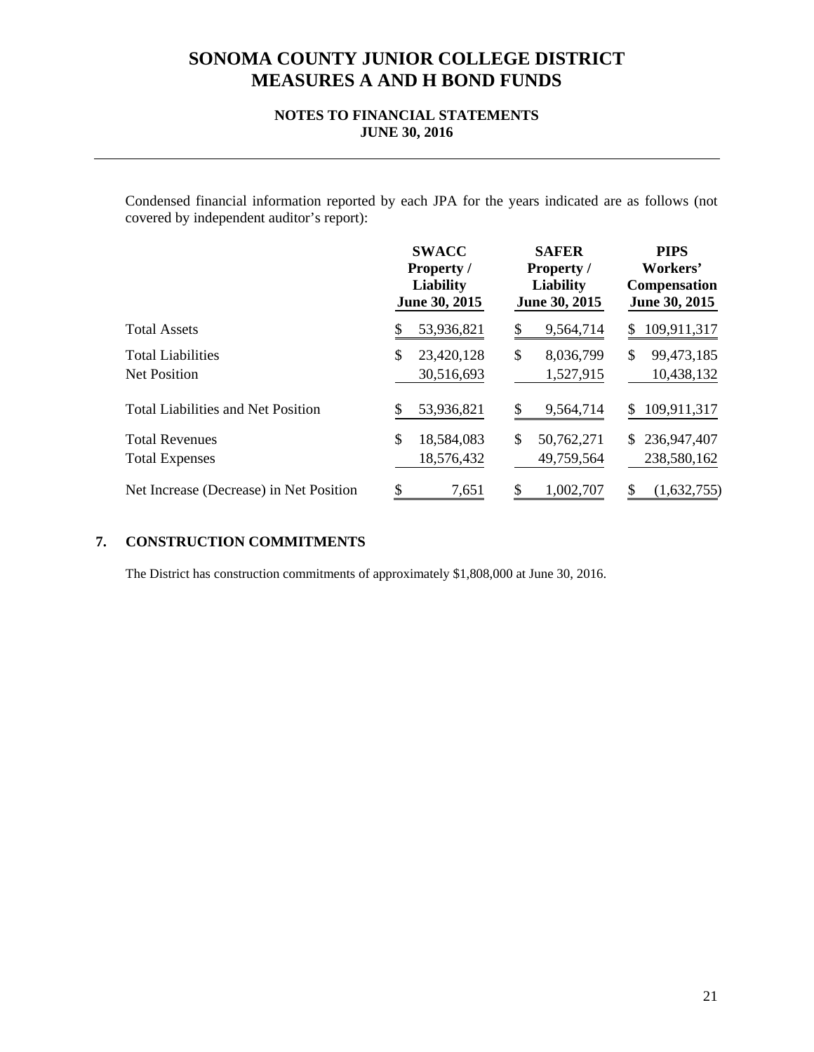# SONOMA COUNTY JUNIOR COLLEGE DISTRICT
# MEASURES A AND H BOND FUNDS

**NOTES TO FINANCIAL STATEMENTS**
**JUNE 30, 2016**

Condensed financial information reported by each JPA for the years indicated are as follows (not covered by independent auditor's report):

| | SWACC Property / Liability June 30, 2015 | SAFER Property / Liability June 30, 2015 | PIPS Workers' Compensation June 30, 2015 |
|---|---|---|---|
| Total Assets | $ 53,936,821 | $ 9,564,714 | $ 109,911,317 |
| Total Liabilities | $ 23,420,128 | $ 8,036,799 | $ 99,473,185 |
| Net Position | 30,516,693 | 1,527,915 | 10,438,132 |
| Total Liabilities and Net Position | $ 53,936,821 | $ 9,564,714 | $ 109,911,317 |
| Total Revenues | $ 18,584,083 | $ 50,762,271 | $ 236,947,407 |
| Total Expenses | 18,576,432 | 49,759,564 | 238,580,162 |
| Net Increase (Decrease) in Net Position | $ 7,651 | $ 1,002,707 | $ (1,632,755) |

## 7. CONSTRUCTION COMMITMENTS

The District has construction commitments of approximately $1,808,000 at June 30, 2016.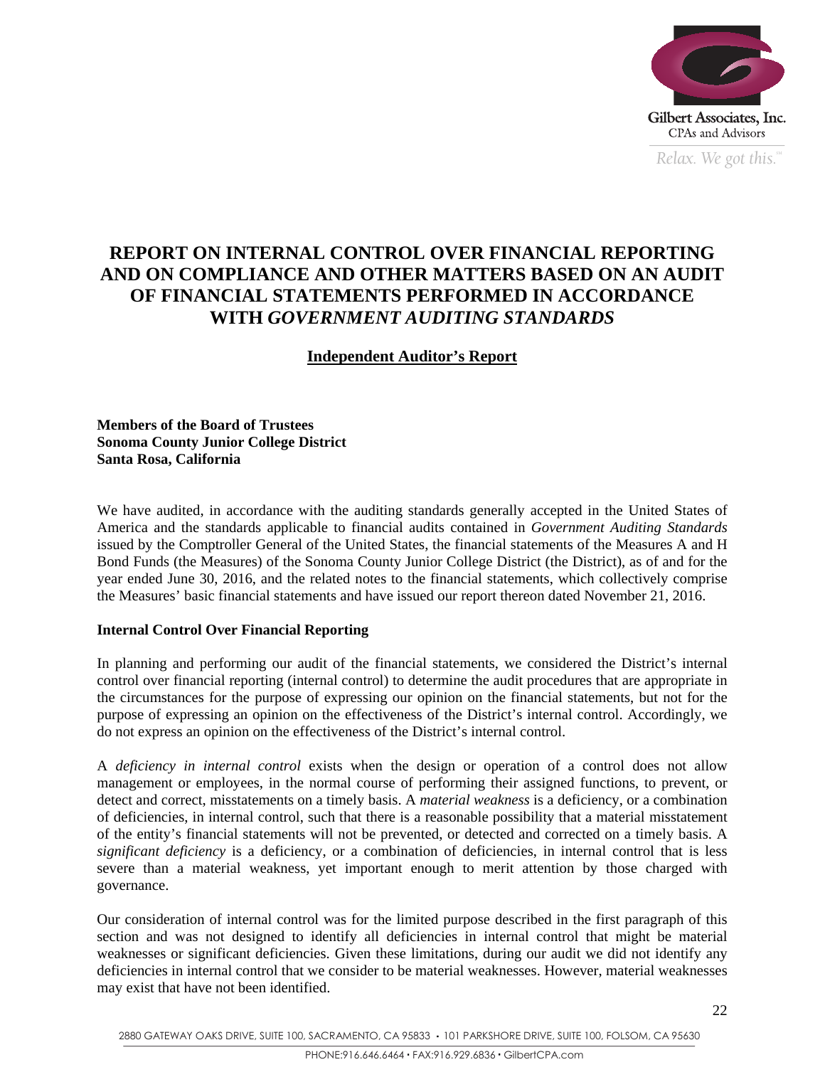Gilbert Associates, Inc.
CPAs and Advisors
*Relax. We got this.*℠

# REPORT ON INTERNAL CONTROL OVER FINANCIAL REPORTING AND ON COMPLIANCE AND OTHER MATTERS BASED ON AN AUDIT OF FINANCIAL STATEMENTS PERFORMED IN ACCORDANCE WITH *GOVERNMENT AUDITING STANDARDS*

## Independent Auditor's Report

**Members of the Board of Trustees**
**Sonoma County Junior College District**
**Santa Rosa, California**

We have audited, in accordance with the auditing standards generally accepted in the United States of America and the standards applicable to financial audits contained in *Government Auditing Standards* issued by the Comptroller General of the United States, the financial statements of the Measures A and H Bond Funds (the Measures) of the Sonoma County Junior College District (the District), as of and for the year ended June 30, 2016, and the related notes to the financial statements, which collectively comprise the Measures' basic financial statements and have issued our report thereon dated November 21, 2016.

### Internal Control Over Financial Reporting

In planning and performing our audit of the financial statements, we considered the District's internal control over financial reporting (internal control) to determine the audit procedures that are appropriate in the circumstances for the purpose of expressing our opinion on the financial statements, but not for the purpose of expressing an opinion on the effectiveness of the District's internal control. Accordingly, we do not express an opinion on the effectiveness of the District's internal control.

A *deficiency in internal control* exists when the design or operation of a control does not allow management or employees, in the normal course of performing their assigned functions, to prevent, or detect and correct, misstatements on a timely basis. A *material weakness* is a deficiency, or a combination of deficiencies, in internal control, such that there is a reasonable possibility that a material misstatement of the entity's financial statements will not be prevented, or detected and corrected on a timely basis. A *significant deficiency* is a deficiency, or a combination of deficiencies, in internal control that is less severe than a material weakness, yet important enough to merit attention by those charged with governance.

Our consideration of internal control was for the limited purpose described in the first paragraph of this section and was not designed to identify all deficiencies in internal control that might be material weaknesses or significant deficiencies. Given these limitations, during our audit we did not identify any deficiencies in internal control that we consider to be material weaknesses. However, material weaknesses may exist that have not been identified.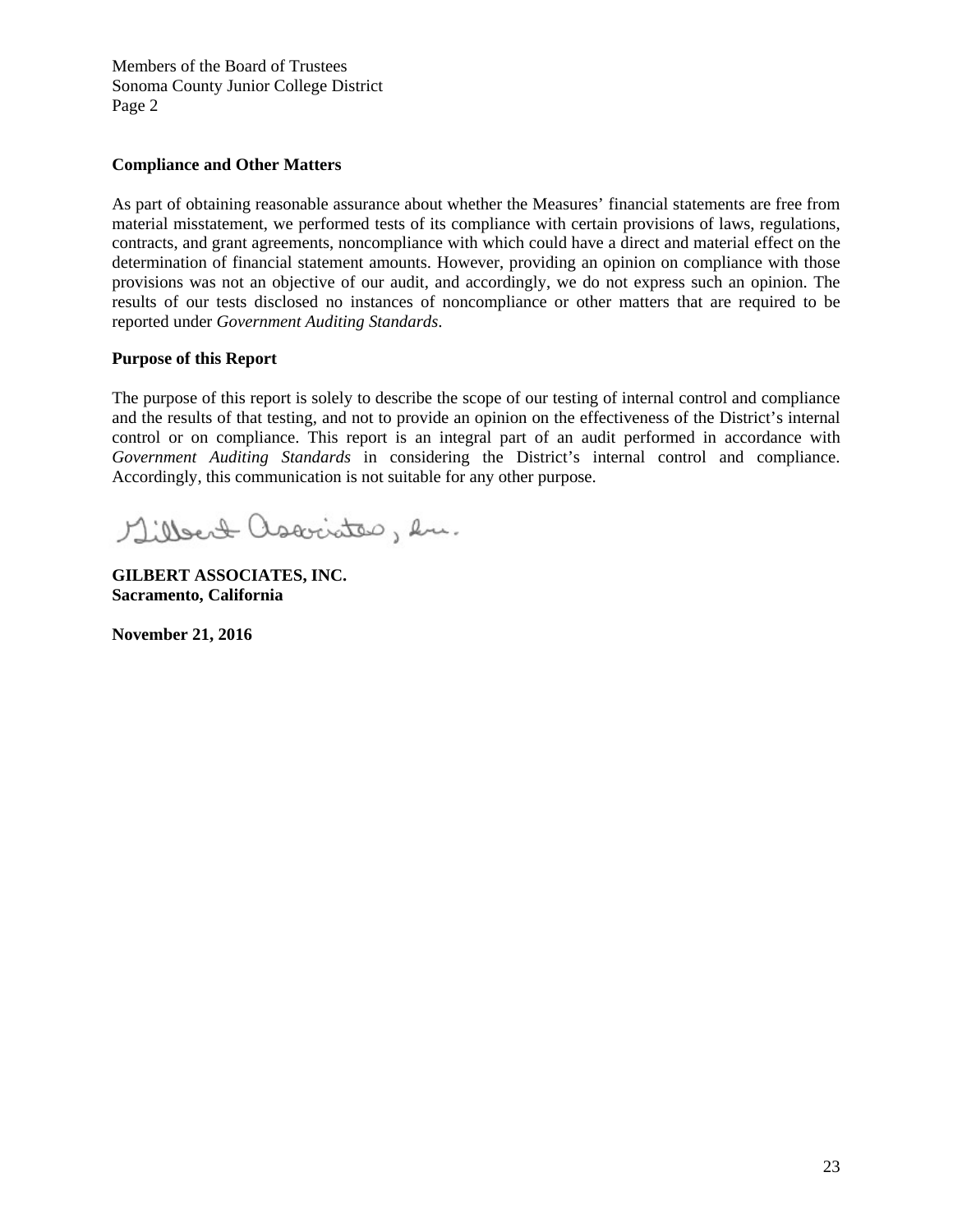Members of the Board of Trustees
Sonoma County Junior College District
Page 2

**Compliance and Other Matters**

As part of obtaining reasonable assurance about whether the Measures' financial statements are free from material misstatement, we performed tests of its compliance with certain provisions of laws, regulations, contracts, and grant agreements, noncompliance with which could have a direct and material effect on the determination of financial statement amounts. However, providing an opinion on compliance with those provisions was not an objective of our audit, and accordingly, we do not express such an opinion. The results of our tests disclosed no instances of noncompliance or other matters that are required to be reported under *Government Auditing Standards*.

**Purpose of this Report**

The purpose of this report is solely to describe the scope of our testing of internal control and compliance and the results of that testing, and not to provide an opinion on the effectiveness of the District's internal control or on compliance. This report is an integral part of an audit performed in accordance with *Government Auditing Standards* in considering the District's internal control and compliance. Accordingly, this communication is not suitable for any other purpose.

Gilbert Associates, Inc.

**GILBERT ASSOCIATES, INC.**
**Sacramento, California**

**November 21, 2016**